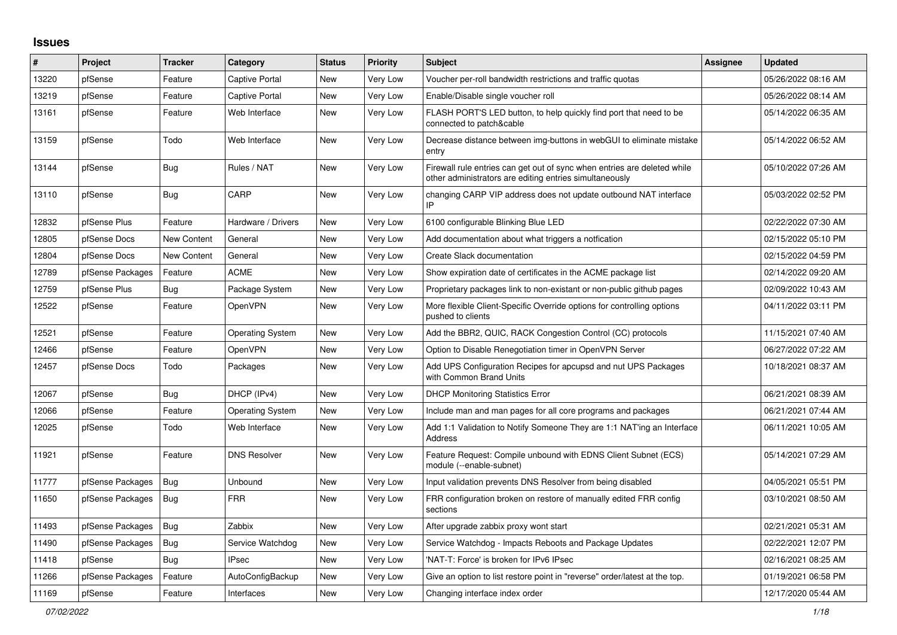# Issues

| # | Project | Tracker | Category | Status | Priority | Subject | Assignee | Updated |
|---|---|---|---|---|---|---|---|---|
| 13220 | pfSense | Feature | Captive Portal | New | Very Low | Voucher per-roll bandwidth restrictions and traffic quotas | | 05/26/2022 08:16 AM |
| 13219 | pfSense | Feature | Captive Portal | New | Very Low | Enable/Disable single voucher roll | | 05/26/2022 08:14 AM |
| 13161 | pfSense | Feature | Web Interface | New | Very Low | FLASH PORT'S LED button, to help quickly find port that need to be connected to patch&cable | | 05/14/2022 06:35 AM |
| 13159 | pfSense | Todo | Web Interface | New | Very Low | Decrease distance between img-buttons in webGUI to eliminate mistake entry | | 05/14/2022 06:52 AM |
| 13144 | pfSense | Bug | Rules / NAT | New | Very Low | Firewall rule entries can get out of sync when entries are deleted while other administrators are editing entries simultaneously | | 05/10/2022 07:26 AM |
| 13110 | pfSense | Bug | CARP | New | Very Low | changing CARP VIP address does not update outbound NAT interface IP | | 05/03/2022 02:52 PM |
| 12832 | pfSense Plus | Feature | Hardware / Drivers | New | Very Low | 6100 configurable Blinking Blue LED | | 02/22/2022 07:30 AM |
| 12805 | pfSense Docs | New Content | General | New | Very Low | Add documentation about what triggers a notfication | | 02/15/2022 05:10 PM |
| 12804 | pfSense Docs | New Content | General | New | Very Low | Create Slack documentation | | 02/15/2022 04:59 PM |
| 12789 | pfSense Packages | Feature | ACME | New | Very Low | Show expiration date of certificates in the ACME package list | | 02/14/2022 09:20 AM |
| 12759 | pfSense Plus | Bug | Package System | New | Very Low | Proprietary packages link to non-existant or non-public github pages | | 02/09/2022 10:43 AM |
| 12522 | pfSense | Feature | OpenVPN | New | Very Low | More flexible Client-Specific Override options for controlling options pushed to clients | | 04/11/2022 03:11 PM |
| 12521 | pfSense | Feature | Operating System | New | Very Low | Add the BBR2, QUIC, RACK Congestion Control (CC) protocols | | 11/15/2021 07:40 AM |
| 12466 | pfSense | Feature | OpenVPN | New | Very Low | Option to Disable Renegotiation timer in OpenVPN Server | | 06/27/2022 07:22 AM |
| 12457 | pfSense Docs | Todo | Packages | New | Very Low | Add UPS Configuration Recipes for apcupsd and nut UPS Packages with Common Brand Units | | 10/18/2021 08:37 AM |
| 12067 | pfSense | Bug | DHCP (IPv4) | New | Very Low | DHCP Monitoring Statistics Error | | 06/21/2021 08:39 AM |
| 12066 | pfSense | Feature | Operating System | New | Very Low | Include man and man pages for all core programs and packages | | 06/21/2021 07:44 AM |
| 12025 | pfSense | Todo | Web Interface | New | Very Low | Add 1:1 Validation to Notify Someone They are 1:1 NAT'ing an Interface Address | | 06/11/2021 10:05 AM |
| 11921 | pfSense | Feature | DNS Resolver | New | Very Low | Feature Request: Compile unbound with EDNS Client Subnet (ECS) module (--enable-subnet) | | 05/14/2021 07:29 AM |
| 11777 | pfSense Packages | Bug | Unbound | New | Very Low | Input validation prevents DNS Resolver from being disabled | | 04/05/2021 05:51 PM |
| 11650 | pfSense Packages | Bug | FRR | New | Very Low | FRR configuration broken on restore of manually edited FRR config sections | | 03/10/2021 08:50 AM |
| 11493 | pfSense Packages | Bug | Zabbix | New | Very Low | After upgrade zabbix proxy wont start | | 02/21/2021 05:31 AM |
| 11490 | pfSense Packages | Bug | Service Watchdog | New | Very Low | Service Watchdog - Impacts Reboots and Package Updates | | 02/22/2021 12:07 PM |
| 11418 | pfSense | Bug | IPsec | New | Very Low | 'NAT-T: Force' is broken for IPv6 IPsec | | 02/16/2021 08:25 AM |
| 11266 | pfSense Packages | Feature | AutoConfigBackup | New | Very Low | Give an option to list restore point in "reverse" order/latest at the top. | | 01/19/2021 06:58 PM |
| 11169 | pfSense | Feature | Interfaces | New | Very Low | Changing interface index order | | 12/17/2020 05:44 AM |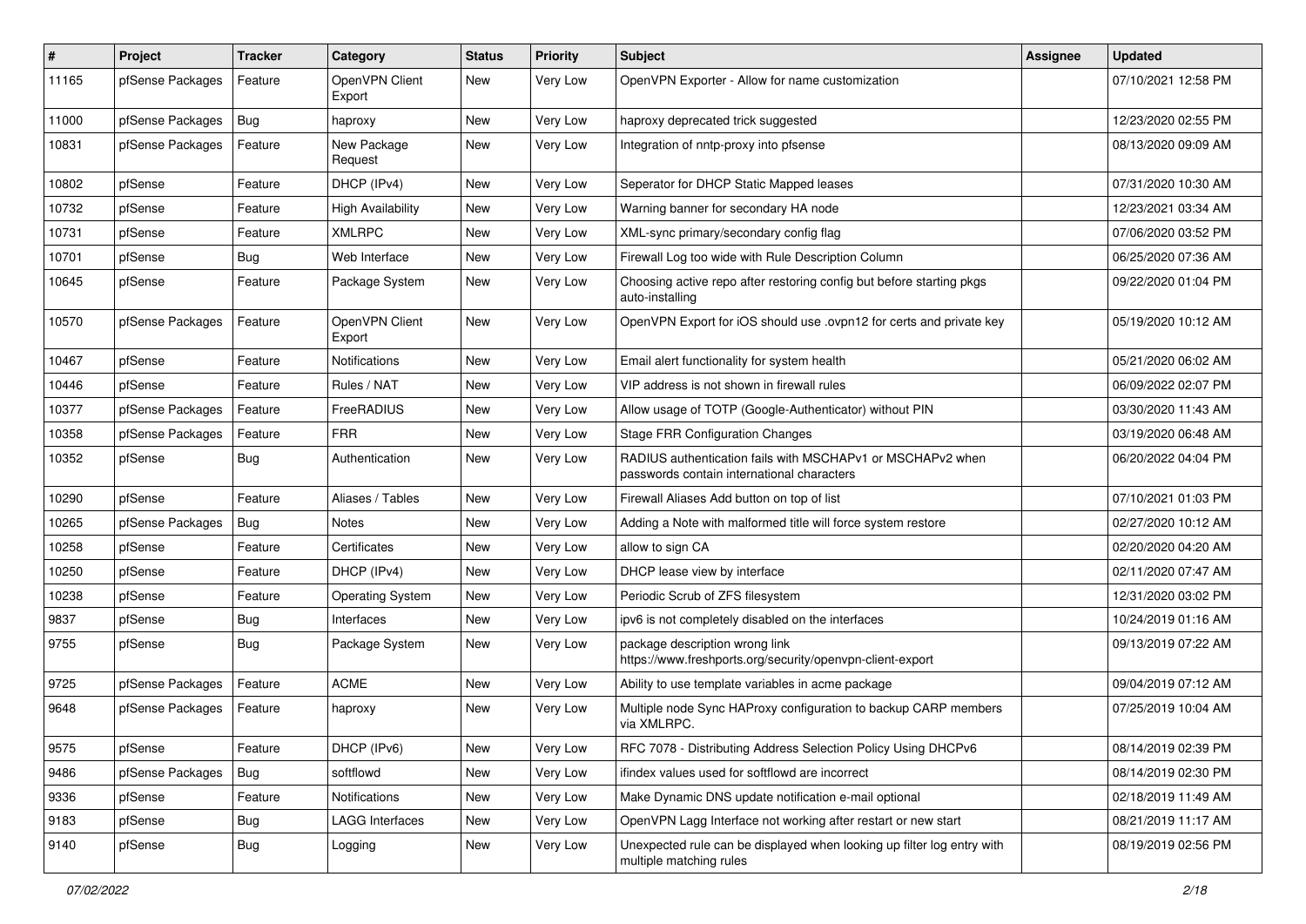| # | Project | Tracker | Category | Status | Priority | Subject | Assignee | Updated |
|---|---|---|---|---|---|---|---|---|
| 11165 | pfSense Packages | Feature | OpenVPN Client Export | New | Very Low | OpenVPN Exporter - Allow for name customization | | 07/10/2021 12:58 PM |
| 11000 | pfSense Packages | Bug | haproxy | New | Very Low | haproxy deprecated trick suggested | | 12/23/2020 02:55 PM |
| 10831 | pfSense Packages | Feature | New Package Request | New | Very Low | Integration of nntp-proxy into pfsense | | 08/13/2020 09:09 AM |
| 10802 | pfSense | Feature | DHCP (IPv4) | New | Very Low | Seperator for DHCP Static Mapped leases | | 07/31/2020 10:30 AM |
| 10732 | pfSense | Feature | High Availability | New | Very Low | Warning banner for secondary HA node | | 12/23/2021 03:34 AM |
| 10731 | pfSense | Feature | XMLRPC | New | Very Low | XML-sync primary/secondary config flag | | 07/06/2020 03:52 PM |
| 10701 | pfSense | Bug | Web Interface | New | Very Low | Firewall Log too wide with Rule Description Column | | 06/25/2020 07:36 AM |
| 10645 | pfSense | Feature | Package System | New | Very Low | Choosing active repo after restoring config but before starting pkgs auto-installing | | 09/22/2020 01:04 PM |
| 10570 | pfSense Packages | Feature | OpenVPN Client Export | New | Very Low | OpenVPN Export for iOS should use .ovpn12 for certs and private key | | 05/19/2020 10:12 AM |
| 10467 | pfSense | Feature | Notifications | New | Very Low | Email alert functionality for system health | | 05/21/2020 06:02 AM |
| 10446 | pfSense | Feature | Rules / NAT | New | Very Low | VIP address is not shown in firewall rules | | 06/09/2022 02:07 PM |
| 10377 | pfSense Packages | Feature | FreeRADIUS | New | Very Low | Allow usage of TOTP (Google-Authenticator) without PIN | | 03/30/2020 11:43 AM |
| 10358 | pfSense Packages | Feature | FRR | New | Very Low | Stage FRR Configuration Changes | | 03/19/2020 06:48 AM |
| 10352 | pfSense | Bug | Authentication | New | Very Low | RADIUS authentication fails with MSCHAPv1 or MSCHAPv2 when passwords contain international characters | | 06/20/2022 04:04 PM |
| 10290 | pfSense | Feature | Aliases / Tables | New | Very Low | Firewall Aliases Add button on top of list | | 07/10/2021 01:03 PM |
| 10265 | pfSense Packages | Bug | Notes | New | Very Low | Adding a Note with malformed title will force system restore | | 02/27/2020 10:12 AM |
| 10258 | pfSense | Feature | Certificates | New | Very Low | allow to sign CA | | 02/20/2020 04:20 AM |
| 10250 | pfSense | Feature | DHCP (IPv4) | New | Very Low | DHCP lease view by interface | | 02/11/2020 07:47 AM |
| 10238 | pfSense | Feature | Operating System | New | Very Low | Periodic Scrub of ZFS filesystem | | 12/31/2020 03:02 PM |
| 9837 | pfSense | Bug | Interfaces | New | Very Low | ipv6 is not completely disabled on the interfaces | | 10/24/2019 01:16 AM |
| 9755 | pfSense | Bug | Package System | New | Very Low | package description wrong link https://www.freshports.org/security/openvpn-client-export | | 09/13/2019 07:22 AM |
| 9725 | pfSense Packages | Feature | ACME | New | Very Low | Ability to use template variables in acme package | | 09/04/2019 07:12 AM |
| 9648 | pfSense Packages | Feature | haproxy | New | Very Low | Multiple node Sync HAProxy configuration to backup CARP members via XMLRPC. | | 07/25/2019 10:04 AM |
| 9575 | pfSense | Feature | DHCP (IPv6) | New | Very Low | RFC 7078 - Distributing Address Selection Policy Using DHCPv6 | | 08/14/2019 02:39 PM |
| 9486 | pfSense Packages | Bug | softflowd | New | Very Low | ifindex values used for softflowd are incorrect | | 08/14/2019 02:30 PM |
| 9336 | pfSense | Feature | Notifications | New | Very Low | Make Dynamic DNS update notification e-mail optional | | 02/18/2019 11:49 AM |
| 9183 | pfSense | Bug | LAGG Interfaces | New | Very Low | OpenVPN Lagg Interface not working after restart or new start | | 08/21/2019 11:17 AM |
| 9140 | pfSense | Bug | Logging | New | Very Low | Unexpected rule can be displayed when looking up filter log entry with multiple matching rules | | 08/19/2019 02:56 PM |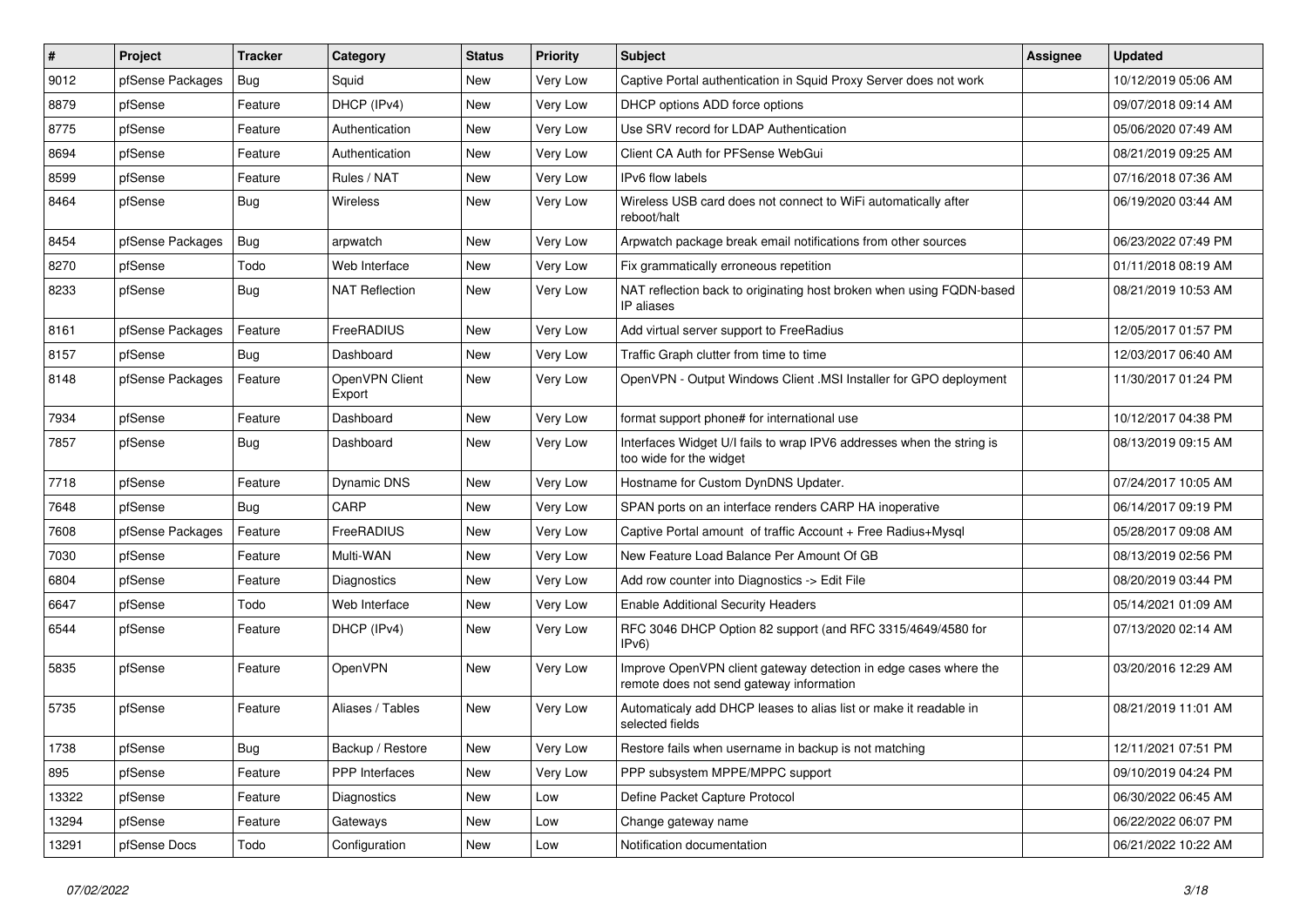| # | Project | Tracker | Category | Status | Priority | Subject | Assignee | Updated |
|---|---|---|---|---|---|---|---|---|
| 9012 | pfSense Packages | Bug | Squid | New | Very Low | Captive Portal authentication in Squid Proxy Server does not work | | 10/12/2019 05:06 AM |
| 8879 | pfSense | Feature | DHCP (IPv4) | New | Very Low | DHCP options ADD force options | | 09/07/2018 09:14 AM |
| 8775 | pfSense | Feature | Authentication | New | Very Low | Use SRV record for LDAP Authentication | | 05/06/2020 07:49 AM |
| 8694 | pfSense | Feature | Authentication | New | Very Low | Client CA Auth for PFSense WebGui | | 08/21/2019 09:25 AM |
| 8599 | pfSense | Feature | Rules / NAT | New | Very Low | IPv6 flow labels | | 07/16/2018 07:36 AM |
| 8464 | pfSense | Bug | Wireless | New | Very Low | Wireless USB card does not connect to WiFi automatically after reboot/halt | | 06/19/2020 03:44 AM |
| 8454 | pfSense Packages | Bug | arpwatch | New | Very Low | Arpwatch package break email notifications from other sources | | 06/23/2022 07:49 PM |
| 8270 | pfSense | Todo | Web Interface | New | Very Low | Fix grammatically erroneous repetition | | 01/11/2018 08:19 AM |
| 8233 | pfSense | Bug | NAT Reflection | New | Very Low | NAT reflection back to originating host broken when using FQDN-based IP aliases | | 08/21/2019 10:53 AM |
| 8161 | pfSense Packages | Feature | FreeRADIUS | New | Very Low | Add virtual server support to FreeRadius | | 12/05/2017 01:57 PM |
| 8157 | pfSense | Bug | Dashboard | New | Very Low | Traffic Graph clutter from time to time | | 12/03/2017 06:40 AM |
| 8148 | pfSense Packages | Feature | OpenVPN Client Export | New | Very Low | OpenVPN - Output Windows Client .MSI Installer for GPO deployment | | 11/30/2017 01:24 PM |
| 7934 | pfSense | Feature | Dashboard | New | Very Low | format support phone# for international use | | 10/12/2017 04:38 PM |
| 7857 | pfSense | Bug | Dashboard | New | Very Low | Interfaces Widget U/I fails to wrap IPV6 addresses when the string is too wide for the widget | | 08/13/2019 09:15 AM |
| 7718 | pfSense | Feature | Dynamic DNS | New | Very Low | Hostname for Custom DynDNS Updater. | | 07/24/2017 10:05 AM |
| 7648 | pfSense | Bug | CARP | New | Very Low | SPAN ports on an interface renders CARP HA inoperative | | 06/14/2017 09:19 PM |
| 7608 | pfSense Packages | Feature | FreeRADIUS | New | Very Low | Captive Portal amount of traffic Account + Free Radius+Mysql | | 05/28/2017 09:08 AM |
| 7030 | pfSense | Feature | Multi-WAN | New | Very Low | New Feature Load Balance Per Amount Of GB | | 08/13/2019 02:56 PM |
| 6804 | pfSense | Feature | Diagnostics | New | Very Low | Add row counter into Diagnostics -> Edit File | | 08/20/2019 03:44 PM |
| 6647 | pfSense | Todo | Web Interface | New | Very Low | Enable Additional Security Headers | | 05/14/2021 01:09 AM |
| 6544 | pfSense | Feature | DHCP (IPv4) | New | Very Low | RFC 3046 DHCP Option 82 support (and RFC 3315/4649/4580 for IPv6) | | 07/13/2020 02:14 AM |
| 5835 | pfSense | Feature | OpenVPN | New | Very Low | Improve OpenVPN client gateway detection in edge cases where the remote does not send gateway information | | 03/20/2016 12:29 AM |
| 5735 | pfSense | Feature | Aliases / Tables | New | Very Low | Automaticaly add DHCP leases to alias list or make it readable in selected fields | | 08/21/2019 11:01 AM |
| 1738 | pfSense | Bug | Backup / Restore | New | Very Low | Restore fails when username in backup is not matching | | 12/11/2021 07:51 PM |
| 895 | pfSense | Feature | PPP Interfaces | New | Very Low | PPP subsystem MPPE/MPPC support | | 09/10/2019 04:24 PM |
| 13322 | pfSense | Feature | Diagnostics | New | Low | Define Packet Capture Protocol | | 06/30/2022 06:45 AM |
| 13294 | pfSense | Feature | Gateways | New | Low | Change gateway name | | 06/22/2022 06:07 PM |
| 13291 | pfSense Docs | Todo | Configuration | New | Low | Notification documentation | | 06/21/2022 10:22 AM |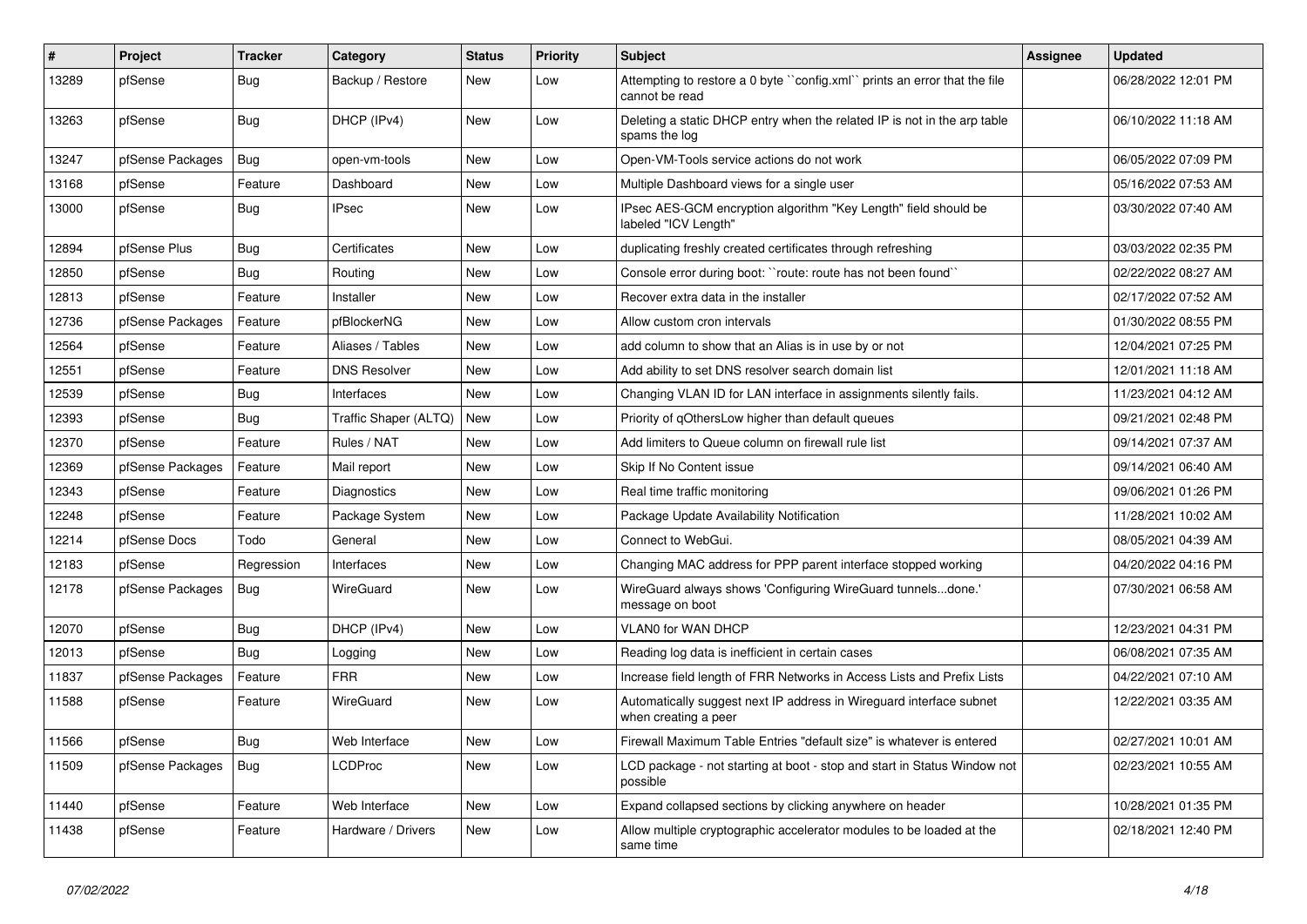| # | Project | Tracker | Category | Status | Priority | Subject | Assignee | Updated |
|---|---|---|---|---|---|---|---|---|
| 13289 | pfSense | Bug | Backup / Restore | New | Low | Attempting to restore a 0 byte ``config.xml`` prints an error that the file cannot be read | | 06/28/2022 12:01 PM |
| 13263 | pfSense | Bug | DHCP (IPv4) | New | Low | Deleting a static DHCP entry when the related IP is not in the arp table spams the log | | 06/10/2022 11:18 AM |
| 13247 | pfSense Packages | Bug | open-vm-tools | New | Low | Open-VM-Tools service actions do not work | | 06/05/2022 07:09 PM |
| 13168 | pfSense | Feature | Dashboard | New | Low | Multiple Dashboard views for a single user | | 05/16/2022 07:53 AM |
| 13000 | pfSense | Bug | IPsec | New | Low | IPsec AES-GCM encryption algorithm "Key Length" field should be labeled "ICV Length" | | 03/30/2022 07:40 AM |
| 12894 | pfSense Plus | Bug | Certificates | New | Low | duplicating freshly created certificates through refreshing | | 03/03/2022 02:35 PM |
| 12850 | pfSense | Bug | Routing | New | Low | Console error during boot: ``route: route has not been found`` | | 02/22/2022 08:27 AM |
| 12813 | pfSense | Feature | Installer | New | Low | Recover extra data in the installer | | 02/17/2022 07:52 AM |
| 12736 | pfSense Packages | Feature | pfBlockerNG | New | Low | Allow custom cron intervals | | 01/30/2022 08:55 PM |
| 12564 | pfSense | Feature | Aliases / Tables | New | Low | add column to show that an Alias is in use by or not | | 12/04/2021 07:25 PM |
| 12551 | pfSense | Feature | DNS Resolver | New | Low | Add ability to set DNS resolver search domain list | | 12/01/2021 11:18 AM |
| 12539 | pfSense | Bug | Interfaces | New | Low | Changing VLAN ID for LAN interface in assignments silently fails. | | 11/23/2021 04:12 AM |
| 12393 | pfSense | Bug | Traffic Shaper (ALTQ) | New | Low | Priority of qOthersLow higher than default queues | | 09/21/2021 02:48 PM |
| 12370 | pfSense | Feature | Rules / NAT | New | Low | Add limiters to Queue column on firewall rule list | | 09/14/2021 07:37 AM |
| 12369 | pfSense Packages | Feature | Mail report | New | Low | Skip If No Content issue | | 09/14/2021 06:40 AM |
| 12343 | pfSense | Feature | Diagnostics | New | Low | Real time traffic monitoring | | 09/06/2021 01:26 PM |
| 12248 | pfSense | Feature | Package System | New | Low | Package Update Availability Notification | | 11/28/2021 10:02 AM |
| 12214 | pfSense Docs | Todo | General | New | Low | Connect to WebGui. | | 08/05/2021 04:39 AM |
| 12183 | pfSense | Regression | Interfaces | New | Low | Changing MAC address for PPP parent interface stopped working | | 04/20/2022 04:16 PM |
| 12178 | pfSense Packages | Bug | WireGuard | New | Low | WireGuard always shows 'Configuring WireGuard tunnels...done.' message on boot | | 07/30/2021 06:58 AM |
| 12070 | pfSense | Bug | DHCP (IPv4) | New | Low | VLAN0 for WAN DHCP | | 12/23/2021 04:31 PM |
| 12013 | pfSense | Bug | Logging | New | Low | Reading log data is inefficient in certain cases | | 06/08/2021 07:35 AM |
| 11837 | pfSense Packages | Feature | FRR | New | Low | Increase field length of FRR Networks in Access Lists and Prefix Lists | | 04/22/2021 07:10 AM |
| 11588 | pfSense | Feature | WireGuard | New | Low | Automatically suggest next IP address in Wireguard interface subnet when creating a peer | | 12/22/2021 03:35 AM |
| 11566 | pfSense | Bug | Web Interface | New | Low | Firewall Maximum Table Entries "default size" is whatever is entered | | 02/27/2021 10:01 AM |
| 11509 | pfSense Packages | Bug | LCDProc | New | Low | LCD package - not starting at boot - stop and start in Status Window not possible | | 02/23/2021 10:55 AM |
| 11440 | pfSense | Feature | Web Interface | New | Low | Expand collapsed sections by clicking anywhere on header | | 10/28/2021 01:35 PM |
| 11438 | pfSense | Feature | Hardware / Drivers | New | Low | Allow multiple cryptographic accelerator modules to be loaded at the same time | | 02/18/2021 12:40 PM |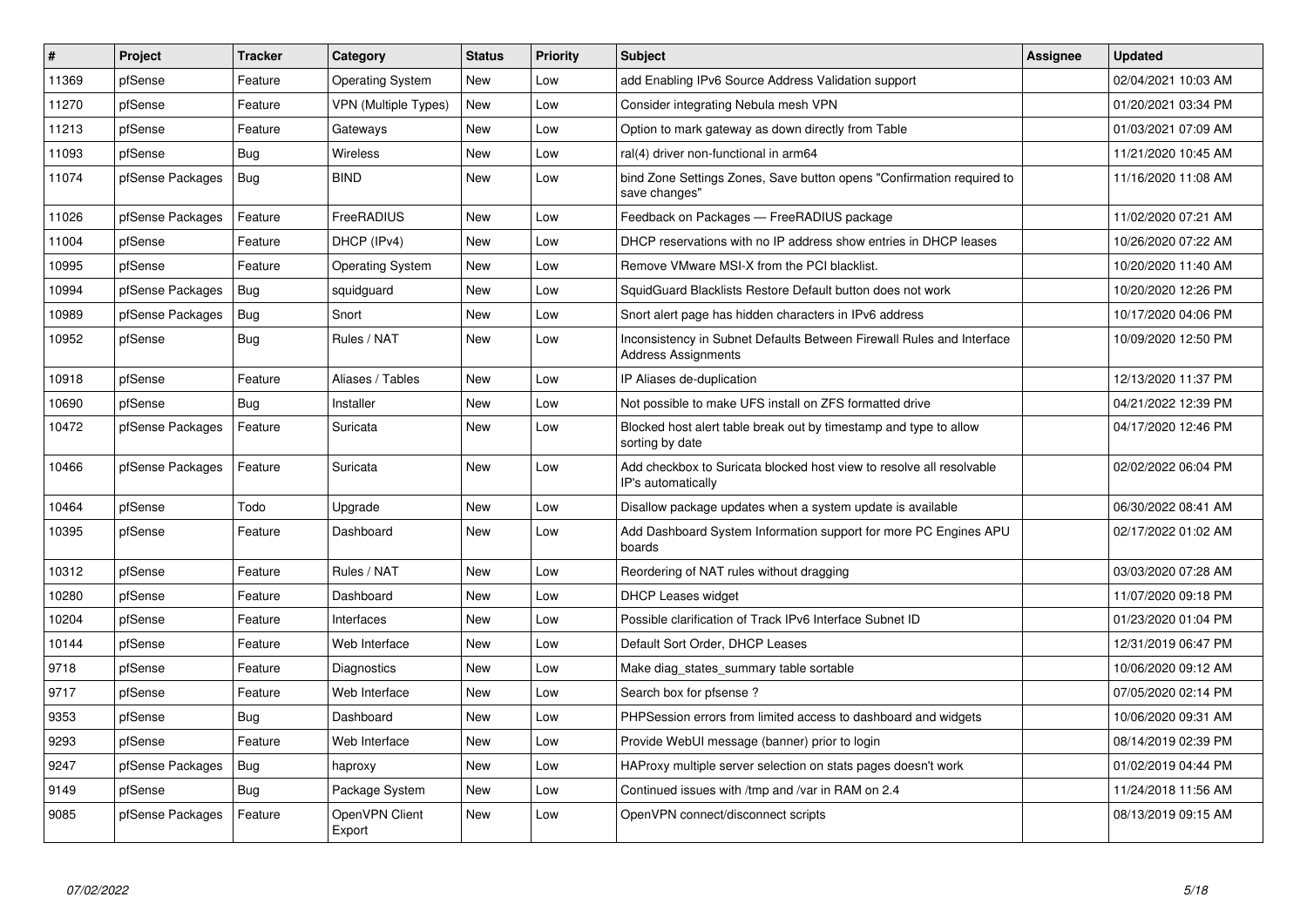| # | Project | Tracker | Category | Status | Priority | Subject | Assignee | Updated |
|---|---|---|---|---|---|---|---|---|
| 11369 | pfSense | Feature | Operating System | New | Low | add Enabling IPv6 Source Address Validation support | | 02/04/2021 10:03 AM |
| 11270 | pfSense | Feature | VPN (Multiple Types) | New | Low | Consider integrating Nebula mesh VPN | | 01/20/2021 03:34 PM |
| 11213 | pfSense | Feature | Gateways | New | Low | Option to mark gateway as down directly from Table | | 01/03/2021 07:09 AM |
| 11093 | pfSense | Bug | Wireless | New | Low | ral(4) driver non-functional in arm64 | | 11/21/2020 10:45 AM |
| 11074 | pfSense Packages | Bug | BIND | New | Low | bind Zone Settings Zones, Save button opens "Confirmation required to save changes" | | 11/16/2020 11:08 AM |
| 11026 | pfSense Packages | Feature | FreeRADIUS | New | Low | Feedback on Packages — FreeRADIUS package | | 11/02/2020 07:21 AM |
| 11004 | pfSense | Feature | DHCP (IPv4) | New | Low | DHCP reservations with no IP address show entries in DHCP leases | | 10/26/2020 07:22 AM |
| 10995 | pfSense | Feature | Operating System | New | Low | Remove VMware MSI-X from the PCI blacklist. | | 10/20/2020 11:40 AM |
| 10994 | pfSense Packages | Bug | squidguard | New | Low | SquidGuard Blacklists Restore Default button does not work | | 10/20/2020 12:26 PM |
| 10989 | pfSense Packages | Bug | Snort | New | Low | Snort alert page has hidden characters in IPv6 address | | 10/17/2020 04:06 PM |
| 10952 | pfSense | Bug | Rules / NAT | New | Low | Inconsistency in Subnet Defaults Between Firewall Rules and Interface Address Assignments | | 10/09/2020 12:50 PM |
| 10918 | pfSense | Feature | Aliases / Tables | New | Low | IP Aliases de-duplication | | 12/13/2020 11:37 PM |
| 10690 | pfSense | Bug | Installer | New | Low | Not possible to make UFS install on ZFS formatted drive | | 04/21/2022 12:39 PM |
| 10472 | pfSense Packages | Feature | Suricata | New | Low | Blocked host alert table break out by timestamp and type to allow sorting by date | | 04/17/2020 12:46 PM |
| 10466 | pfSense Packages | Feature | Suricata | New | Low | Add checkbox to Suricata blocked host view to resolve all resolvable IP's automatically | | 02/02/2022 06:04 PM |
| 10464 | pfSense | Todo | Upgrade | New | Low | Disallow package updates when a system update is available | | 06/30/2022 08:41 AM |
| 10395 | pfSense | Feature | Dashboard | New | Low | Add Dashboard System Information support for more PC Engines APU boards | | 02/17/2022 01:02 AM |
| 10312 | pfSense | Feature | Rules / NAT | New | Low | Reordering of NAT rules without dragging | | 03/03/2020 07:28 AM |
| 10280 | pfSense | Feature | Dashboard | New | Low | DHCP Leases widget | | 11/07/2020 09:18 PM |
| 10204 | pfSense | Feature | Interfaces | New | Low | Possible clarification of Track IPv6 Interface Subnet ID | | 01/23/2020 01:04 PM |
| 10144 | pfSense | Feature | Web Interface | New | Low | Default Sort Order, DHCP Leases | | 12/31/2019 06:47 PM |
| 9718 | pfSense | Feature | Diagnostics | New | Low | Make diag_states_summary table sortable | | 10/06/2020 09:12 AM |
| 9717 | pfSense | Feature | Web Interface | New | Low | Search box for pfsense ? | | 07/05/2020 02:14 PM |
| 9353 | pfSense | Bug | Dashboard | New | Low | PHPSession errors from limited access to dashboard and widgets | | 10/06/2020 09:31 AM |
| 9293 | pfSense | Feature | Web Interface | New | Low | Provide WebUI message (banner) prior to login | | 08/14/2019 02:39 PM |
| 9247 | pfSense Packages | Bug | haproxy | New | Low | HAProxy multiple server selection on stats pages doesn't work | | 01/02/2019 04:44 PM |
| 9149 | pfSense | Bug | Package System | New | Low | Continued issues with /tmp and /var in RAM on 2.4 | | 11/24/2018 11:56 AM |
| 9085 | pfSense Packages | Feature | OpenVPN Client Export | New | Low | OpenVPN connect/disconnect scripts | | 08/13/2019 09:15 AM |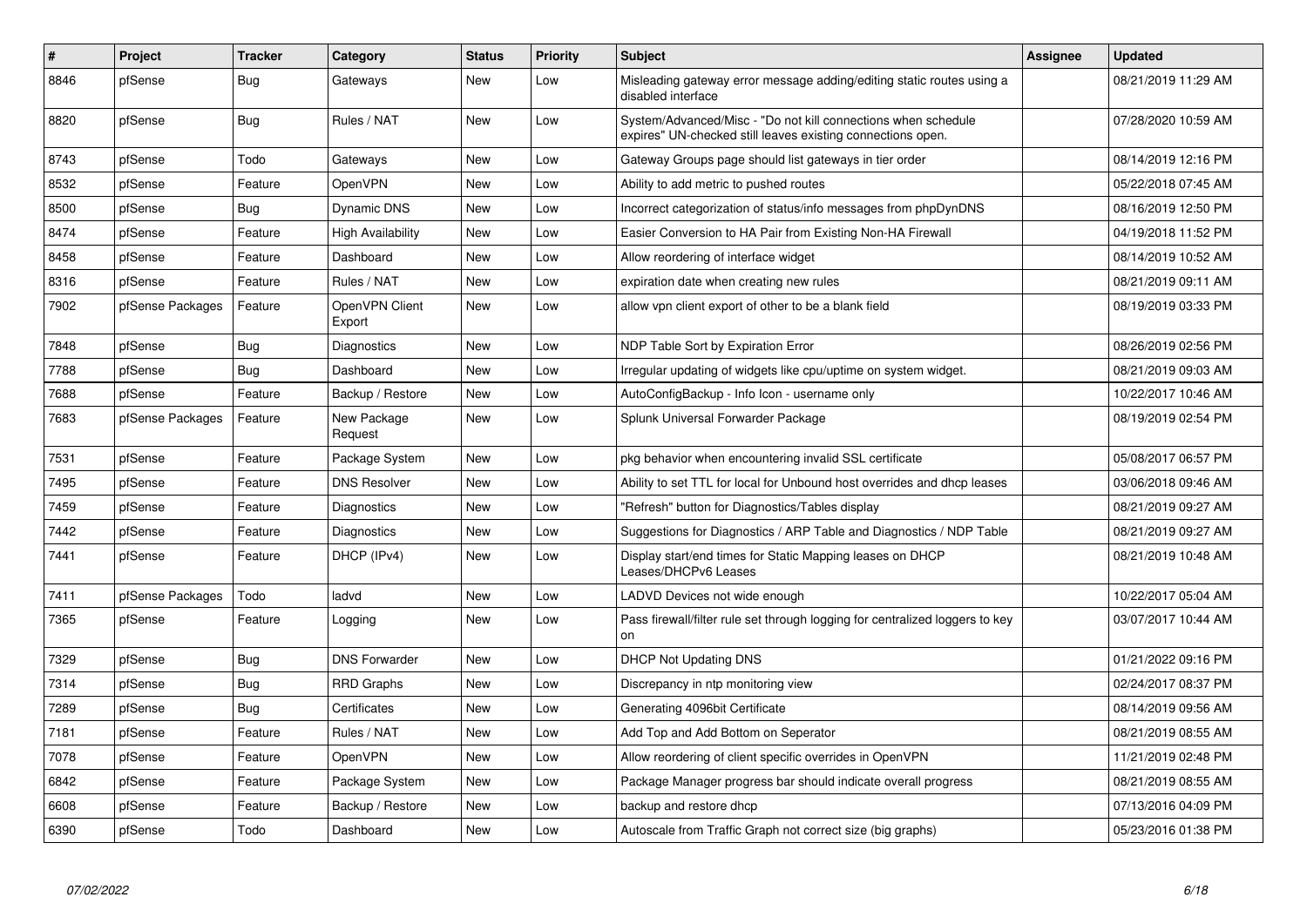| # | Project | Tracker | Category | Status | Priority | Subject | Assignee | Updated |
|---|---|---|---|---|---|---|---|---|
| 8846 | pfSense | Bug | Gateways | New | Low | Misleading gateway error message adding/editing static routes using a disabled interface | | 08/21/2019 11:29 AM |
| 8820 | pfSense | Bug | Rules / NAT | New | Low | System/Advanced/Misc - "Do not kill connections when schedule expires" UN-checked still leaves existing connections open. | | 07/28/2020 10:59 AM |
| 8743 | pfSense | Todo | Gateways | New | Low | Gateway Groups page should list gateways in tier order | | 08/14/2019 12:16 PM |
| 8532 | pfSense | Feature | OpenVPN | New | Low | Ability to add metric to pushed routes | | 05/22/2018 07:45 AM |
| 8500 | pfSense | Bug | Dynamic DNS | New | Low | Incorrect categorization of status/info messages from phpDynDNS | | 08/16/2019 12:50 PM |
| 8474 | pfSense | Feature | High Availability | New | Low | Easier Conversion to HA Pair from Existing Non-HA Firewall | | 04/19/2018 11:52 PM |
| 8458 | pfSense | Feature | Dashboard | New | Low | Allow reordering of interface widget | | 08/14/2019 10:52 AM |
| 8316 | pfSense | Feature | Rules / NAT | New | Low | expiration date when creating new rules | | 08/21/2019 09:11 AM |
| 7902 | pfSense Packages | Feature | OpenVPN Client Export | New | Low | allow vpn client export of other to be a blank field | | 08/19/2019 03:33 PM |
| 7848 | pfSense | Bug | Diagnostics | New | Low | NDP Table Sort by Expiration Error | | 08/26/2019 02:56 PM |
| 7788 | pfSense | Bug | Dashboard | New | Low | Irregular updating of widgets like cpu/uptime on system widget. | | 08/21/2019 09:03 AM |
| 7688 | pfSense | Feature | Backup / Restore | New | Low | AutoConfigBackup - Info Icon - username only | | 10/22/2017 10:46 AM |
| 7683 | pfSense Packages | Feature | New Package Request | New | Low | Splunk Universal Forwarder Package | | 08/19/2019 02:54 PM |
| 7531 | pfSense | Feature | Package System | New | Low | pkg behavior when encountering invalid SSL certificate | | 05/08/2017 06:57 PM |
| 7495 | pfSense | Feature | DNS Resolver | New | Low | Ability to set TTL for local for Unbound host overrides and dhcp leases | | 03/06/2018 09:46 AM |
| 7459 | pfSense | Feature | Diagnostics | New | Low | "Refresh" button for Diagnostics/Tables display | | 08/21/2019 09:27 AM |
| 7442 | pfSense | Feature | Diagnostics | New | Low | Suggestions for Diagnostics / ARP Table and Diagnostics / NDP Table | | 08/21/2019 09:27 AM |
| 7441 | pfSense | Feature | DHCP (IPv4) | New | Low | Display start/end times for Static Mapping leases on DHCP Leases/DHCPv6 Leases | | 08/21/2019 10:48 AM |
| 7411 | pfSense Packages | Todo | ladvd | New | Low | LADVD Devices not wide enough | | 10/22/2017 05:04 AM |
| 7365 | pfSense | Feature | Logging | New | Low | Pass firewall/filter rule set through logging for centralized loggers to key on | | 03/07/2017 10:44 AM |
| 7329 | pfSense | Bug | DNS Forwarder | New | Low | DHCP Not Updating DNS | | 01/21/2022 09:16 PM |
| 7314 | pfSense | Bug | RRD Graphs | New | Low | Discrepancy in ntp monitoring view | | 02/24/2017 08:37 PM |
| 7289 | pfSense | Bug | Certificates | New | Low | Generating 4096bit Certificate | | 08/14/2019 09:56 AM |
| 7181 | pfSense | Feature | Rules / NAT | New | Low | Add Top and Add Bottom on Seperator | | 08/21/2019 08:55 AM |
| 7078 | pfSense | Feature | OpenVPN | New | Low | Allow reordering of client specific overrides in OpenVPN | | 11/21/2019 02:48 PM |
| 6842 | pfSense | Feature | Package System | New | Low | Package Manager progress bar should indicate overall progress | | 08/21/2019 08:55 AM |
| 6608 | pfSense | Feature | Backup / Restore | New | Low | backup and restore dhcp | | 07/13/2016 04:09 PM |
| 6390 | pfSense | Todo | Dashboard | New | Low | Autoscale from Traffic Graph not correct size (big graphs) | | 05/23/2016 01:38 PM |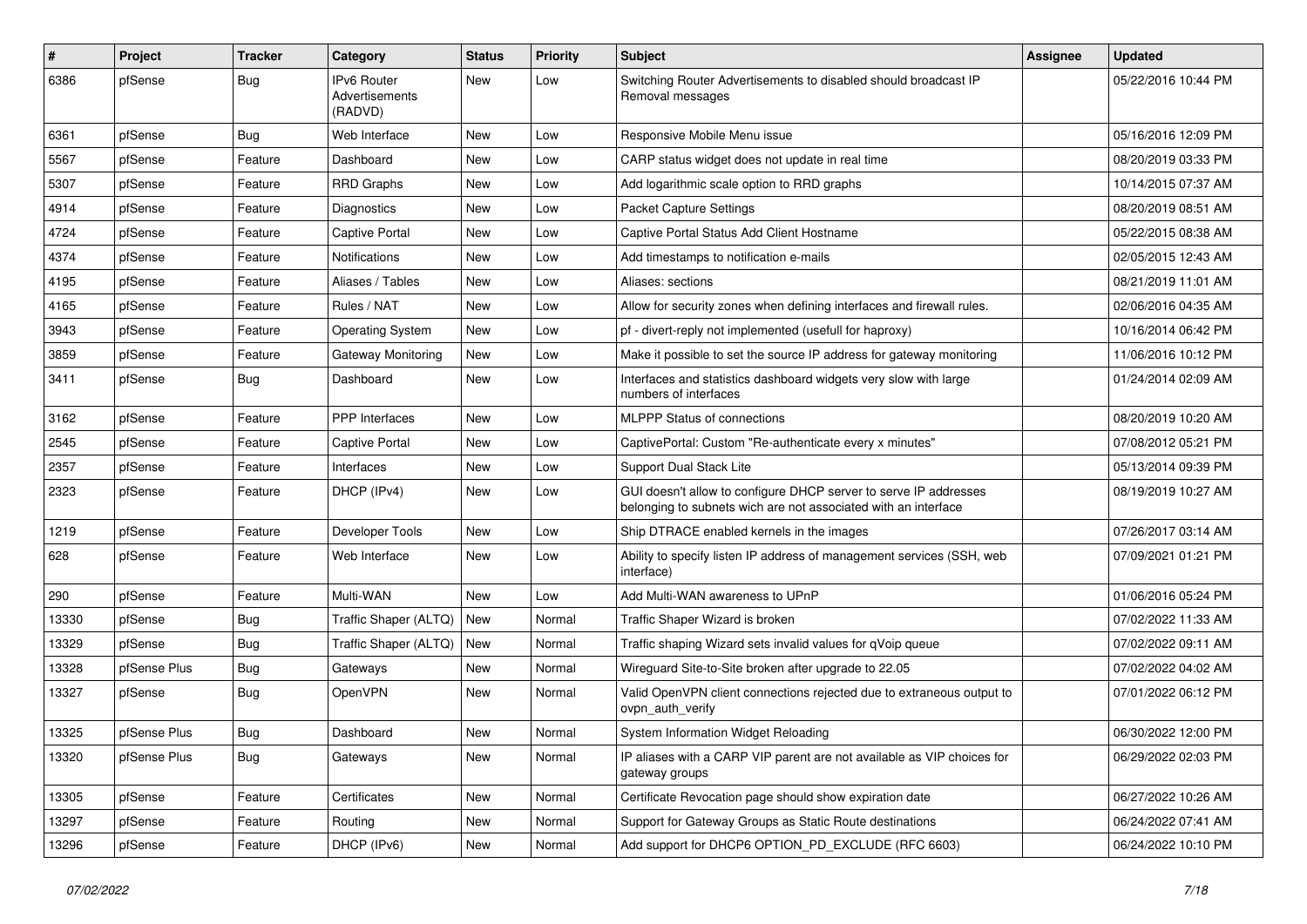| # | Project | Tracker | Category | Status | Priority | Subject | Assignee | Updated |
|---|---|---|---|---|---|---|---|---|
| 6386 | pfSense | Bug | IPv6 Router Advertisements (RADVD) | New | Low | Switching Router Advertisements to disabled should broadcast IP Removal messages | | 05/22/2016 10:44 PM |
| 6361 | pfSense | Bug | Web Interface | New | Low | Responsive Mobile Menu issue | | 05/16/2016 12:09 PM |
| 5567 | pfSense | Feature | Dashboard | New | Low | CARP status widget does not update in real time | | 08/20/2019 03:33 PM |
| 5307 | pfSense | Feature | RRD Graphs | New | Low | Add logarithmic scale option to RRD graphs | | 10/14/2015 07:37 AM |
| 4914 | pfSense | Feature | Diagnostics | New | Low | Packet Capture Settings | | 08/20/2019 08:51 AM |
| 4724 | pfSense | Feature | Captive Portal | New | Low | Captive Portal Status Add Client Hostname | | 05/22/2015 08:38 AM |
| 4374 | pfSense | Feature | Notifications | New | Low | Add timestamps to notification e-mails | | 02/05/2015 12:43 AM |
| 4195 | pfSense | Feature | Aliases / Tables | New | Low | Aliases: sections | | 08/21/2019 11:01 AM |
| 4165 | pfSense | Feature | Rules / NAT | New | Low | Allow for security zones when defining interfaces and firewall rules. | | 02/06/2016 04:35 AM |
| 3943 | pfSense | Feature | Operating System | New | Low | pf - divert-reply not implemented (usefull for haproxy) | | 10/16/2014 06:42 PM |
| 3859 | pfSense | Feature | Gateway Monitoring | New | Low | Make it possible to set the source IP address for gateway monitoring | | 11/06/2016 10:12 PM |
| 3411 | pfSense | Bug | Dashboard | New | Low | Interfaces and statistics dashboard widgets very slow with large numbers of interfaces | | 01/24/2014 02:09 AM |
| 3162 | pfSense | Feature | PPP Interfaces | New | Low | MLPPP Status of connections | | 08/20/2019 10:20 AM |
| 2545 | pfSense | Feature | Captive Portal | New | Low | CaptivePortal: Custom "Re-authenticate every x minutes" | | 07/08/2012 05:21 PM |
| 2357 | pfSense | Feature | Interfaces | New | Low | Support Dual Stack Lite | | 05/13/2014 09:39 PM |
| 2323 | pfSense | Feature | DHCP (IPv4) | New | Low | GUI doesn't allow to configure DHCP server to serve IP addresses belonging to subnets wich are not associated with an interface | | 08/19/2019 10:27 AM |
| 1219 | pfSense | Feature | Developer Tools | New | Low | Ship DTRACE enabled kernels in the images | | 07/26/2017 03:14 AM |
| 628 | pfSense | Feature | Web Interface | New | Low | Ability to specify listen IP address of management services (SSH, web interface) | | 07/09/2021 01:21 PM |
| 290 | pfSense | Feature | Multi-WAN | New | Low | Add Multi-WAN awareness to UPnP | | 01/06/2016 05:24 PM |
| 13330 | pfSense | Bug | Traffic Shaper (ALTQ) | New | Normal | Traffic Shaper Wizard is broken | | 07/02/2022 11:33 AM |
| 13329 | pfSense | Bug | Traffic Shaper (ALTQ) | New | Normal | Traffic shaping Wizard sets invalid values for qVoip queue | | 07/02/2022 09:11 AM |
| 13328 | pfSense Plus | Bug | Gateways | New | Normal | Wireguard Site-to-Site broken after upgrade to 22.05 | | 07/02/2022 04:02 AM |
| 13327 | pfSense | Bug | OpenVPN | New | Normal | Valid OpenVPN client connections rejected due to extraneous output to ovpn_auth_verify | | 07/01/2022 06:12 PM |
| 13325 | pfSense Plus | Bug | Dashboard | New | Normal | System Information Widget Reloading | | 06/30/2022 12:00 PM |
| 13320 | pfSense Plus | Bug | Gateways | New | Normal | IP aliases with a CARP VIP parent are not available as VIP choices for gateway groups | | 06/29/2022 02:03 PM |
| 13305 | pfSense | Feature | Certificates | New | Normal | Certificate Revocation page should show expiration date | | 06/27/2022 10:26 AM |
| 13297 | pfSense | Feature | Routing | New | Normal | Support for Gateway Groups as Static Route destinations | | 06/24/2022 07:41 AM |
| 13296 | pfSense | Feature | DHCP (IPv6) | New | Normal | Add support for DHCP6 OPTION_PD_EXCLUDE (RFC 6603) | | 06/24/2022 10:10 PM |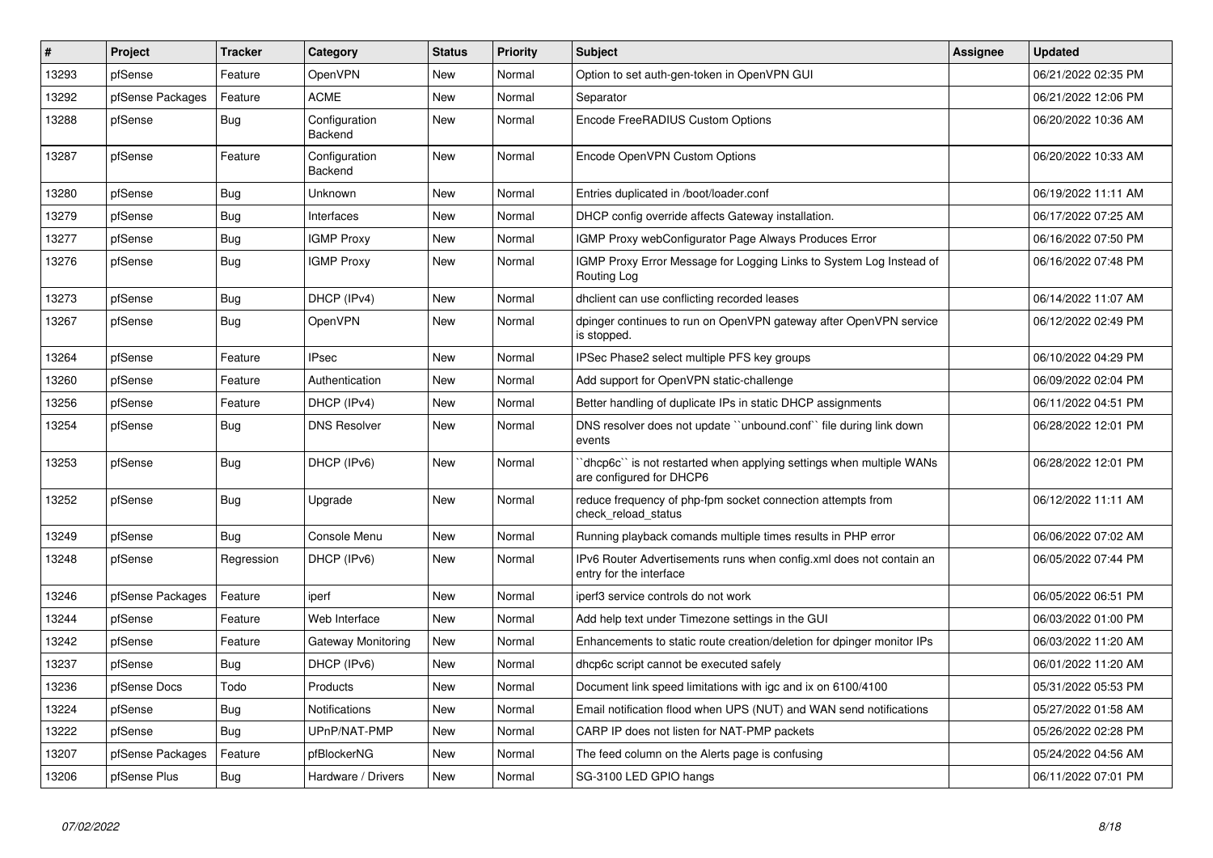| # | Project | Tracker | Category | Status | Priority | Subject | Assignee | Updated |
|---|---|---|---|---|---|---|---|---|
| 13293 | pfSense | Feature | OpenVPN | New | Normal | Option to set auth-gen-token in OpenVPN GUI | | 06/21/2022 02:35 PM |
| 13292 | pfSense Packages | Feature | ACME | New | Normal | Separator | | 06/21/2022 12:06 PM |
| 13288 | pfSense | Bug | Configuration Backend | New | Normal | Encode FreeRADIUS Custom Options | | 06/20/2022 10:36 AM |
| 13287 | pfSense | Feature | Configuration Backend | New | Normal | Encode OpenVPN Custom Options | | 06/20/2022 10:33 AM |
| 13280 | pfSense | Bug | Unknown | New | Normal | Entries duplicated in /boot/loader.conf | | 06/19/2022 11:11 AM |
| 13279 | pfSense | Bug | Interfaces | New | Normal | DHCP config override affects Gateway installation. | | 06/17/2022 07:25 AM |
| 13277 | pfSense | Bug | IGMP Proxy | New | Normal | IGMP Proxy webConfigurator Page Always Produces Error | | 06/16/2022 07:50 PM |
| 13276 | pfSense | Bug | IGMP Proxy | New | Normal | IGMP Proxy Error Message for Logging Links to System Log Instead of Routing Log | | 06/16/2022 07:48 PM |
| 13273 | pfSense | Bug | DHCP (IPv4) | New | Normal | dhclient can use conflicting recorded leases | | 06/14/2022 11:07 AM |
| 13267 | pfSense | Bug | OpenVPN | New | Normal | dpinger continues to run on OpenVPN gateway after OpenVPN service is stopped. | | 06/12/2022 02:49 PM |
| 13264 | pfSense | Feature | IPsec | New | Normal | IPSec Phase2 select multiple PFS key groups | | 06/10/2022 04:29 PM |
| 13260 | pfSense | Feature | Authentication | New | Normal | Add support for OpenVPN static-challenge | | 06/09/2022 02:04 PM |
| 13256 | pfSense | Feature | DHCP (IPv4) | New | Normal | Better handling of duplicate IPs in static DHCP assignments | | 06/11/2022 04:51 PM |
| 13254 | pfSense | Bug | DNS Resolver | New | Normal | DNS resolver does not update ``unbound.conf`` file during link down events | | 06/28/2022 12:01 PM |
| 13253 | pfSense | Bug | DHCP (IPv6) | New | Normal | ``dhcp6c`` is not restarted when applying settings when multiple WANs are configured for DHCP6 | | 06/28/2022 12:01 PM |
| 13252 | pfSense | Bug | Upgrade | New | Normal | reduce frequency of php-fpm socket connection attempts from check_reload_status | | 06/12/2022 11:11 AM |
| 13249 | pfSense | Bug | Console Menu | New | Normal | Running playback comands multiple times results in PHP error | | 06/06/2022 07:02 AM |
| 13248 | pfSense | Regression | DHCP (IPv6) | New | Normal | IPv6 Router Advertisements runs when config.xml does not contain an entry for the interface | | 06/05/2022 07:44 PM |
| 13246 | pfSense Packages | Feature | iperf | New | Normal | iperf3 service controls do not work | | 06/05/2022 06:51 PM |
| 13244 | pfSense | Feature | Web Interface | New | Normal | Add help text under Timezone settings in the GUI | | 06/03/2022 01:00 PM |
| 13242 | pfSense | Feature | Gateway Monitoring | New | Normal | Enhancements to static route creation/deletion for dpinger monitor IPs | | 06/03/2022 11:20 AM |
| 13237 | pfSense | Bug | DHCP (IPv6) | New | Normal | dhcp6c script cannot be executed safely | | 06/01/2022 11:20 AM |
| 13236 | pfSense Docs | Todo | Products | New | Normal | Document link speed limitations with igc and ix on 6100/4100 | | 05/31/2022 05:53 PM |
| 13224 | pfSense | Bug | Notifications | New | Normal | Email notification flood when UPS (NUT) and WAN send notifications | | 05/27/2022 01:58 AM |
| 13222 | pfSense | Bug | UPnP/NAT-PMP | New | Normal | CARP IP does not listen for NAT-PMP packets | | 05/26/2022 02:28 PM |
| 13207 | pfSense Packages | Feature | pfBlockerNG | New | Normal | The feed column on the Alerts page is confusing | | 05/24/2022 04:56 AM |
| 13206 | pfSense Plus | Bug | Hardware / Drivers | New | Normal | SG-3100 LED GPIO hangs | | 06/11/2022 07:01 PM |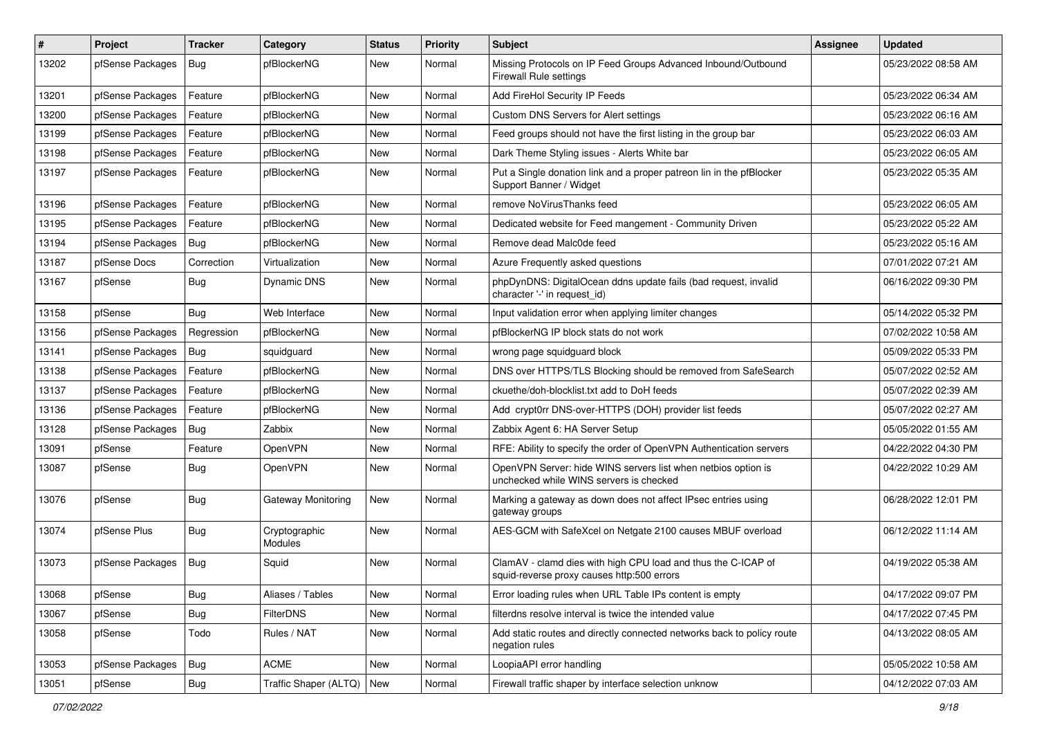| # | Project | Tracker | Category | Status | Priority | Subject | Assignee | Updated |
|---|---|---|---|---|---|---|---|---|
| 13202 | pfSense Packages | Bug | pfBlockerNG | New | Normal | Missing Protocols on IP Feed Groups Advanced Inbound/Outbound Firewall Rule settings | | 05/23/2022 08:58 AM |
| 13201 | pfSense Packages | Feature | pfBlockerNG | New | Normal | Add FireHol Security IP Feeds | | 05/23/2022 06:34 AM |
| 13200 | pfSense Packages | Feature | pfBlockerNG | New | Normal | Custom DNS Servers for Alert settings | | 05/23/2022 06:16 AM |
| 13199 | pfSense Packages | Feature | pfBlockerNG | New | Normal | Feed groups should not have the first listing in the group bar | | 05/23/2022 06:03 AM |
| 13198 | pfSense Packages | Feature | pfBlockerNG | New | Normal | Dark Theme Styling issues - Alerts White bar | | 05/23/2022 06:05 AM |
| 13197 | pfSense Packages | Feature | pfBlockerNG | New | Normal | Put a Single donation link and a proper patreon lin in the pfBlocker Support Banner / Widget | | 05/23/2022 05:35 AM |
| 13196 | pfSense Packages | Feature | pfBlockerNG | New | Normal | remove NoVirusThanks feed | | 05/23/2022 06:05 AM |
| 13195 | pfSense Packages | Feature | pfBlockerNG | New | Normal | Dedicated website for Feed mangement - Community Driven | | 05/23/2022 05:22 AM |
| 13194 | pfSense Packages | Bug | pfBlockerNG | New | Normal | Remove dead Malc0de feed | | 05/23/2022 05:16 AM |
| 13187 | pfSense Docs | Correction | Virtualization | New | Normal | Azure Frequently asked questions | | 07/01/2022 07:21 AM |
| 13167 | pfSense | Bug | Dynamic DNS | New | Normal | phpDynDNS: DigitalOcean ddns update fails (bad request, invalid character '-' in request_id) | | 06/16/2022 09:30 PM |
| 13158 | pfSense | Bug | Web Interface | New | Normal | Input validation error when applying limiter changes | | 05/14/2022 05:32 PM |
| 13156 | pfSense Packages | Regression | pfBlockerNG | New | Normal | pfBlockerNG IP block stats do not work | | 07/02/2022 10:58 AM |
| 13141 | pfSense Packages | Bug | squidguard | New | Normal | wrong page squidguard block | | 05/09/2022 05:33 PM |
| 13138 | pfSense Packages | Feature | pfBlockerNG | New | Normal | DNS over HTTPS/TLS Blocking should be removed from SafeSearch | | 05/07/2022 02:52 AM |
| 13137 | pfSense Packages | Feature | pfBlockerNG | New | Normal | ckuethe/doh-blocklist.txt add to DoH feeds | | 05/07/2022 02:39 AM |
| 13136 | pfSense Packages | Feature | pfBlockerNG | New | Normal | Add crypt0rr DNS-over-HTTPS (DOH) provider list feeds | | 05/07/2022 02:27 AM |
| 13128 | pfSense Packages | Bug | Zabbix | New | Normal | Zabbix Agent 6: HA Server Setup | | 05/05/2022 01:55 AM |
| 13091 | pfSense | Feature | OpenVPN | New | Normal | RFE: Ability to specify the order of OpenVPN Authentication servers | | 04/22/2022 04:30 PM |
| 13087 | pfSense | Bug | OpenVPN | New | Normal | OpenVPN Server: hide WINS servers list when netbios option is unchecked while WINS servers is checked | | 04/22/2022 10:29 AM |
| 13076 | pfSense | Bug | Gateway Monitoring | New | Normal | Marking a gateway as down does not affect IPsec entries using gateway groups | | 06/28/2022 12:01 PM |
| 13074 | pfSense Plus | Bug | Cryptographic Modules | New | Normal | AES-GCM with SafeXcel on Netgate 2100 causes MBUF overload | | 06/12/2022 11:14 AM |
| 13073 | pfSense Packages | Bug | Squid | New | Normal | ClamAV - clamd dies with high CPU load and thus the C-ICAP of squid-reverse proxy causes http:500 errors | | 04/19/2022 05:38 AM |
| 13068 | pfSense | Bug | Aliases / Tables | New | Normal | Error loading rules when URL Table IPs content is empty | | 04/17/2022 09:07 PM |
| 13067 | pfSense | Bug | FilterDNS | New | Normal | filterdns resolve interval is twice the intended value | | 04/17/2022 07:45 PM |
| 13058 | pfSense | Todo | Rules / NAT | New | Normal | Add static routes and directly connected networks back to policy route negation rules | | 04/13/2022 08:05 AM |
| 13053 | pfSense Packages | Bug | ACME | New | Normal | LoopiaAPI error handling | | 05/05/2022 10:58 AM |
| 13051 | pfSense | Bug | Traffic Shaper (ALTQ) | New | Normal | Firewall traffic shaper by interface selection unknow | | 04/12/2022 07:03 AM |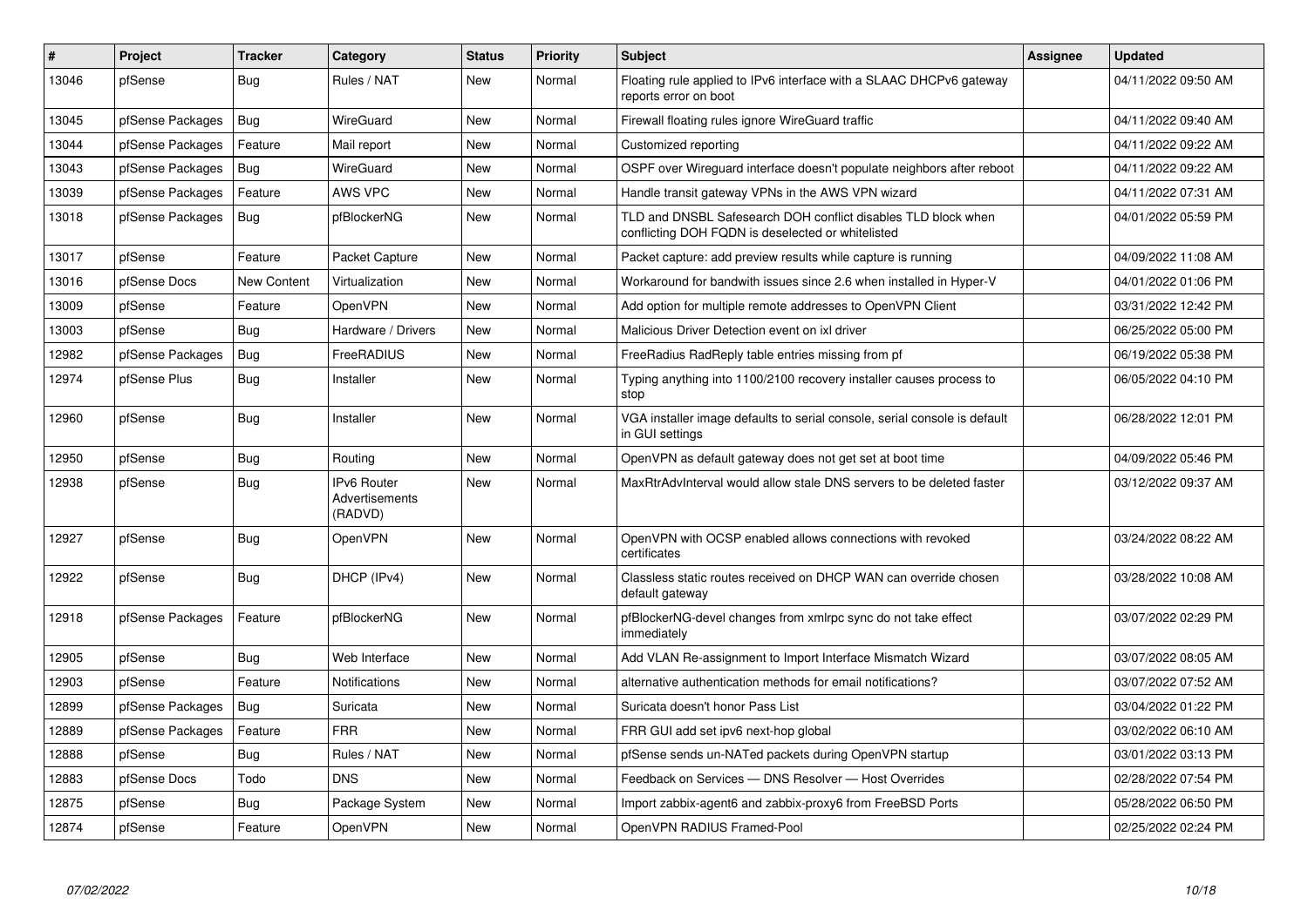| # | Project | Tracker | Category | Status | Priority | Subject | Assignee | Updated |
|---|---|---|---|---|---|---|---|---|
| 13046 | pfSense | Bug | Rules / NAT | New | Normal | Floating rule applied to IPv6 interface with a SLAAC DHCPv6 gateway reports error on boot | | 04/11/2022 09:50 AM |
| 13045 | pfSense Packages | Bug | WireGuard | New | Normal | Firewall floating rules ignore WireGuard traffic | | 04/11/2022 09:40 AM |
| 13044 | pfSense Packages | Feature | Mail report | New | Normal | Customized reporting | | 04/11/2022 09:22 AM |
| 13043 | pfSense Packages | Bug | WireGuard | New | Normal | OSPF over Wireguard interface doesn't populate neighbors after reboot | | 04/11/2022 09:22 AM |
| 13039 | pfSense Packages | Feature | AWS VPC | New | Normal | Handle transit gateway VPNs in the AWS VPN wizard | | 04/11/2022 07:31 AM |
| 13018 | pfSense Packages | Bug | pfBlockerNG | New | Normal | TLD and DNSBL Safesearch DOH conflict disables TLD block when conflicting DOH FQDN is deselected or whitelisted | | 04/01/2022 05:59 PM |
| 13017 | pfSense | Feature | Packet Capture | New | Normal | Packet capture: add preview results while capture is running | | 04/09/2022 11:08 AM |
| 13016 | pfSense Docs | New Content | Virtualization | New | Normal | Workaround for bandwith issues since 2.6 when installed in Hyper-V | | 04/01/2022 01:06 PM |
| 13009 | pfSense | Feature | OpenVPN | New | Normal | Add option for multiple remote addresses to OpenVPN Client | | 03/31/2022 12:42 PM |
| 13003 | pfSense | Bug | Hardware / Drivers | New | Normal | Malicious Driver Detection event on ixl driver | | 06/25/2022 05:00 PM |
| 12982 | pfSense Packages | Bug | FreeRADIUS | New | Normal | FreeRadius RadReply table entries missing from pf | | 06/19/2022 05:38 PM |
| 12974 | pfSense Plus | Bug | Installer | New | Normal | Typing anything into 1100/2100 recovery installer causes process to stop | | 06/05/2022 04:10 PM |
| 12960 | pfSense | Bug | Installer | New | Normal | VGA installer image defaults to serial console, serial console is default in GUI settings | | 06/28/2022 12:01 PM |
| 12950 | pfSense | Bug | Routing | New | Normal | OpenVPN as default gateway does not get set at boot time | | 04/09/2022 05:46 PM |
| 12938 | pfSense | Bug | IPv6 Router Advertisements (RADVD) | New | Normal | MaxRtrAdvInterval would allow stale DNS servers to be deleted faster | | 03/12/2022 09:37 AM |
| 12927 | pfSense | Bug | OpenVPN | New | Normal | OpenVPN with OCSP enabled allows connections with revoked certificates | | 03/24/2022 08:22 AM |
| 12922 | pfSense | Bug | DHCP (IPv4) | New | Normal | Classless static routes received on DHCP WAN can override chosen default gateway | | 03/28/2022 10:08 AM |
| 12918 | pfSense Packages | Feature | pfBlockerNG | New | Normal | pfBlockerNG-devel changes from xmlrpc sync do not take effect immediately | | 03/07/2022 02:29 PM |
| 12905 | pfSense | Bug | Web Interface | New | Normal | Add VLAN Re-assignment to Import Interface Mismatch Wizard | | 03/07/2022 08:05 AM |
| 12903 | pfSense | Feature | Notifications | New | Normal | alternative authentication methods for email notifications? | | 03/07/2022 07:52 AM |
| 12899 | pfSense Packages | Bug | Suricata | New | Normal | Suricata doesn't honor Pass List | | 03/04/2022 01:22 PM |
| 12889 | pfSense Packages | Feature | FRR | New | Normal | FRR GUI add set ipv6 next-hop global | | 03/02/2022 06:10 AM |
| 12888 | pfSense | Bug | Rules / NAT | New | Normal | pfSense sends un-NATed packets during OpenVPN startup | | 03/01/2022 03:13 PM |
| 12883 | pfSense Docs | Todo | DNS | New | Normal | Feedback on Services — DNS Resolver — Host Overrides | | 02/28/2022 07:54 PM |
| 12875 | pfSense | Bug | Package System | New | Normal | Import zabbix-agent6 and zabbix-proxy6 from FreeBSD Ports | | 05/28/2022 06:50 PM |
| 12874 | pfSense | Feature | OpenVPN | New | Normal | OpenVPN RADIUS Framed-Pool | | 02/25/2022 02:24 PM |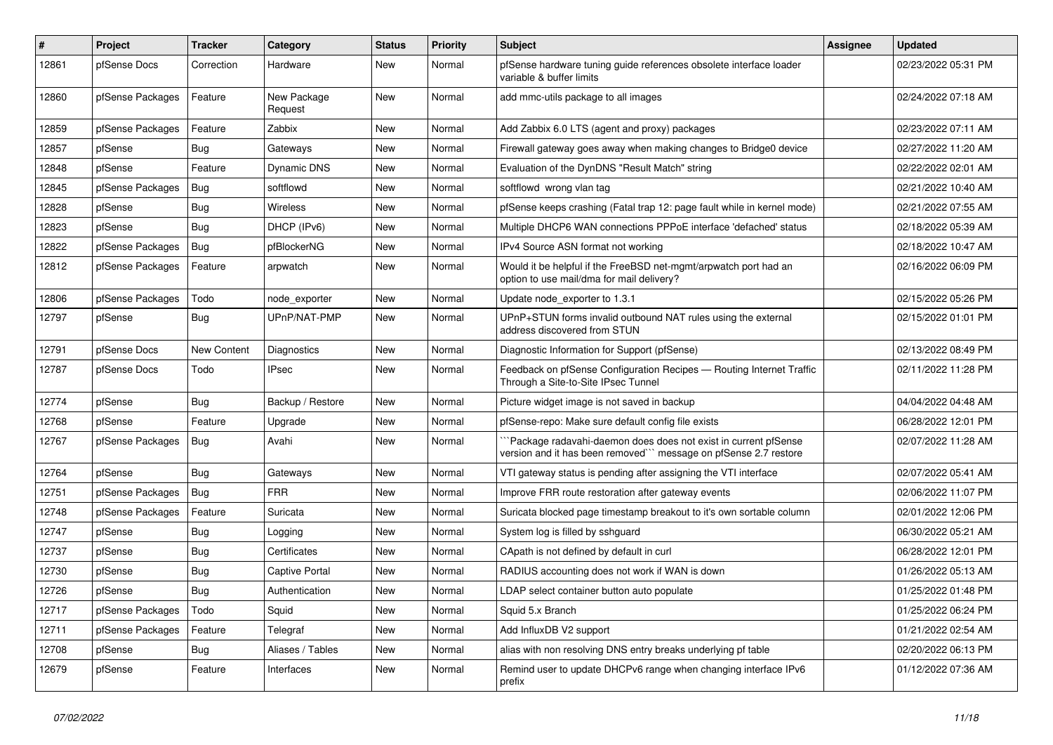| # | Project | Tracker | Category | Status | Priority | Subject | Assignee | Updated |
|---|---|---|---|---|---|---|---|---|
| 12861 | pfSense Docs | Correction | Hardware | New | Normal | pfSense hardware tuning guide references obsolete interface loader variable & buffer limits | | 02/23/2022 05:31 PM |
| 12860 | pfSense Packages | Feature | New Package Request | New | Normal | add mmc-utils package to all images | | 02/24/2022 07:18 AM |
| 12859 | pfSense Packages | Feature | Zabbix | New | Normal | Add Zabbix 6.0 LTS (agent and proxy) packages | | 02/23/2022 07:11 AM |
| 12857 | pfSense | Bug | Gateways | New | Normal | Firewall gateway goes away when making changes to Bridge0 device | | 02/27/2022 11:20 AM |
| 12848 | pfSense | Feature | Dynamic DNS | New | Normal | Evaluation of the DynDNS "Result Match" string | | 02/22/2022 02:01 AM |
| 12845 | pfSense Packages | Bug | softflowd | New | Normal | softflowd wrong vlan tag | | 02/21/2022 10:40 AM |
| 12828 | pfSense | Bug | Wireless | New | Normal | pfSense keeps crashing (Fatal trap 12: page fault while in kernel mode) | | 02/21/2022 07:55 AM |
| 12823 | pfSense | Bug | DHCP (IPv6) | New | Normal | Multiple DHCP6 WAN connections PPPoE interface 'defached' status | | 02/18/2022 05:39 AM |
| 12822 | pfSense Packages | Bug | pfBlockerNG | New | Normal | IPv4 Source ASN format not working | | 02/18/2022 10:47 AM |
| 12812 | pfSense Packages | Feature | arpwatch | New | Normal | Would it be helpful if the FreeBSD net-mgmt/arpwatch port had an option to use mail/dma for mail delivery? | | 02/16/2022 06:09 PM |
| 12806 | pfSense Packages | Todo | node_exporter | New | Normal | Update node_exporter to 1.3.1 | | 02/15/2022 05:26 PM |
| 12797 | pfSense | Bug | UPnP/NAT-PMP | New | Normal | UPnP+STUN forms invalid outbound NAT rules using the external address discovered from STUN | | 02/15/2022 01:01 PM |
| 12791 | pfSense Docs | New Content | Diagnostics | New | Normal | Diagnostic Information for Support (pfSense) | | 02/13/2022 08:49 PM |
| 12787 | pfSense Docs | Todo | IPsec | New | Normal | Feedback on pfSense Configuration Recipes — Routing Internet Traffic Through a Site-to-Site IPsec Tunnel | | 02/11/2022 11:28 PM |
| 12774 | pfSense | Bug | Backup / Restore | New | Normal | Picture widget image is not saved in backup | | 04/04/2022 04:48 AM |
| 12768 | pfSense | Feature | Upgrade | New | Normal | pfSense-repo: Make sure default config file exists | | 06/28/2022 12:01 PM |
| 12767 | pfSense Packages | Bug | Avahi | New | Normal | ```Package radavahi-daemon does does not exist in current pfSense version and it has been removed``` message on pfSense 2.7 restore | | 02/07/2022 11:28 AM |
| 12764 | pfSense | Bug | Gateways | New | Normal | VTI gateway status is pending after assigning the VTI interface | | 02/07/2022 05:41 AM |
| 12751 | pfSense Packages | Bug | FRR | New | Normal | Improve FRR route restoration after gateway events | | 02/06/2022 11:07 PM |
| 12748 | pfSense Packages | Feature | Suricata | New | Normal | Suricata blocked page timestamp breakout to it's own sortable column | | 02/01/2022 12:06 PM |
| 12747 | pfSense | Bug | Logging | New | Normal | System log is filled by sshguard | | 06/30/2022 05:21 AM |
| 12737 | pfSense | Bug | Certificates | New | Normal | CApath is not defined by default in curl | | 06/28/2022 12:01 PM |
| 12730 | pfSense | Bug | Captive Portal | New | Normal | RADIUS accounting does not work if WAN is down | | 01/26/2022 05:13 AM |
| 12726 | pfSense | Bug | Authentication | New | Normal | LDAP select container button auto populate | | 01/25/2022 01:48 PM |
| 12717 | pfSense Packages | Todo | Squid | New | Normal | Squid 5.x Branch | | 01/25/2022 06:24 PM |
| 12711 | pfSense Packages | Feature | Telegraf | New | Normal | Add InfluxDB V2 support | | 01/21/2022 02:54 AM |
| 12708 | pfSense | Bug | Aliases / Tables | New | Normal | alias with non resolving DNS entry breaks underlying pf table | | 02/20/2022 06:13 PM |
| 12679 | pfSense | Feature | Interfaces | New | Normal | Remind user to update DHCPv6 range when changing interface IPv6 prefix | | 01/12/2022 07:36 AM |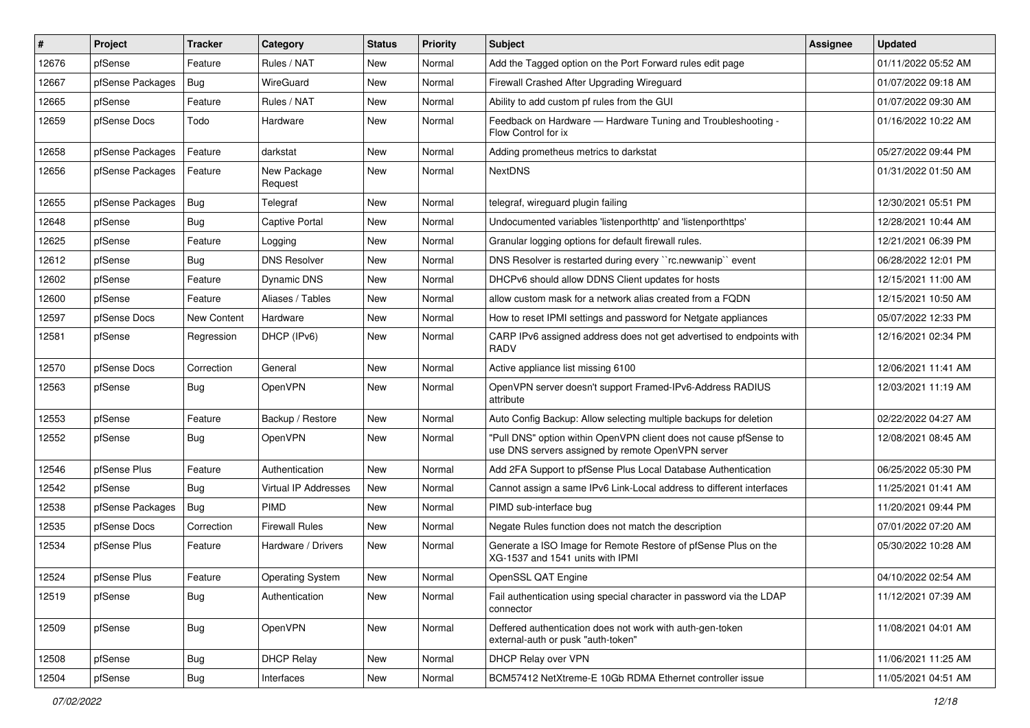| # | Project | Tracker | Category | Status | Priority | Subject | Assignee | Updated |
|---|---|---|---|---|---|---|---|---|
| 12676 | pfSense | Feature | Rules / NAT | New | Normal | Add the Tagged option on the Port Forward rules edit page | | 01/11/2022 05:52 AM |
| 12667 | pfSense Packages | Bug | WireGuard | New | Normal | Firewall Crashed After Upgrading Wireguard | | 01/07/2022 09:18 AM |
| 12665 | pfSense | Feature | Rules / NAT | New | Normal | Ability to add custom pf rules from the GUI | | 01/07/2022 09:30 AM |
| 12659 | pfSense Docs | Todo | Hardware | New | Normal | Feedback on Hardware — Hardware Tuning and Troubleshooting - Flow Control for ix | | 01/16/2022 10:22 AM |
| 12658 | pfSense Packages | Feature | darkstat | New | Normal | Adding prometheus metrics to darkstat | | 05/27/2022 09:44 PM |
| 12656 | pfSense Packages | Feature | New Package Request | New | Normal | NextDNS | | 01/31/2022 01:50 AM |
| 12655 | pfSense Packages | Bug | Telegraf | New | Normal | telegraf, wireguard plugin failing | | 12/30/2021 05:51 PM |
| 12648 | pfSense | Bug | Captive Portal | New | Normal | Undocumented variables 'listenporthttp' and 'listenporthttps' | | 12/28/2021 10:44 AM |
| 12625 | pfSense | Feature | Logging | New | Normal | Granular logging options for default firewall rules. | | 12/21/2021 06:39 PM |
| 12612 | pfSense | Bug | DNS Resolver | New | Normal | DNS Resolver is restarted during every ``rc.newwanip`` event | | 06/28/2022 12:01 PM |
| 12602 | pfSense | Feature | Dynamic DNS | New | Normal | DHCPv6 should allow DDNS Client updates for hosts | | 12/15/2021 11:00 AM |
| 12600 | pfSense | Feature | Aliases / Tables | New | Normal | allow custom mask for a network alias created from a FQDN | | 12/15/2021 10:50 AM |
| 12597 | pfSense Docs | New Content | Hardware | New | Normal | How to reset IPMI settings and password for Netgate appliances | | 05/07/2022 12:33 PM |
| 12581 | pfSense | Regression | DHCP (IPv6) | New | Normal | CARP IPv6 assigned address does not get advertised to endpoints with RADV | | 12/16/2021 02:34 PM |
| 12570 | pfSense Docs | Correction | General | New | Normal | Active appliance list missing 6100 | | 12/06/2021 11:41 AM |
| 12563 | pfSense | Bug | OpenVPN | New | Normal | OpenVPN server doesn't support Framed-IPv6-Address RADIUS attribute | | 12/03/2021 11:19 AM |
| 12553 | pfSense | Feature | Backup / Restore | New | Normal | Auto Config Backup: Allow selecting multiple backups for deletion | | 02/22/2022 04:27 AM |
| 12552 | pfSense | Bug | OpenVPN | New | Normal | "Pull DNS" option within OpenVPN client does not cause pfSense to use DNS servers assigned by remote OpenVPN server | | 12/08/2021 08:45 AM |
| 12546 | pfSense Plus | Feature | Authentication | New | Normal | Add 2FA Support to pfSense Plus Local Database Authentication | | 06/25/2022 05:30 PM |
| 12542 | pfSense | Bug | Virtual IP Addresses | New | Normal | Cannot assign a same IPv6 Link-Local address to different interfaces | | 11/25/2021 01:41 AM |
| 12538 | pfSense Packages | Bug | PIMD | New | Normal | PIMD sub-interface bug | | 11/20/2021 09:44 PM |
| 12535 | pfSense Docs | Correction | Firewall Rules | New | Normal | Negate Rules function does not match the description | | 07/01/2022 07:20 AM |
| 12534 | pfSense Plus | Feature | Hardware / Drivers | New | Normal | Generate a ISO Image for Remote Restore of pfSense Plus on the XG-1537 and 1541 units with IPMI | | 05/30/2022 10:28 AM |
| 12524 | pfSense Plus | Feature | Operating System | New | Normal | OpenSSL QAT Engine | | 04/10/2022 02:54 AM |
| 12519 | pfSense | Bug | Authentication | New | Normal | Fail authentication using special character in password via the LDAP connector | | 11/12/2021 07:39 AM |
| 12509 | pfSense | Bug | OpenVPN | New | Normal | Deffered authentication does not work with auth-gen-token external-auth or pusk "auth-token" | | 11/08/2021 04:01 AM |
| 12508 | pfSense | Bug | DHCP Relay | New | Normal | DHCP Relay over VPN | | 11/06/2021 11:25 AM |
| 12504 | pfSense | Bug | Interfaces | New | Normal | BCM57412 NetXtreme-E 10Gb RDMA Ethernet controller issue | | 11/05/2021 04:51 AM |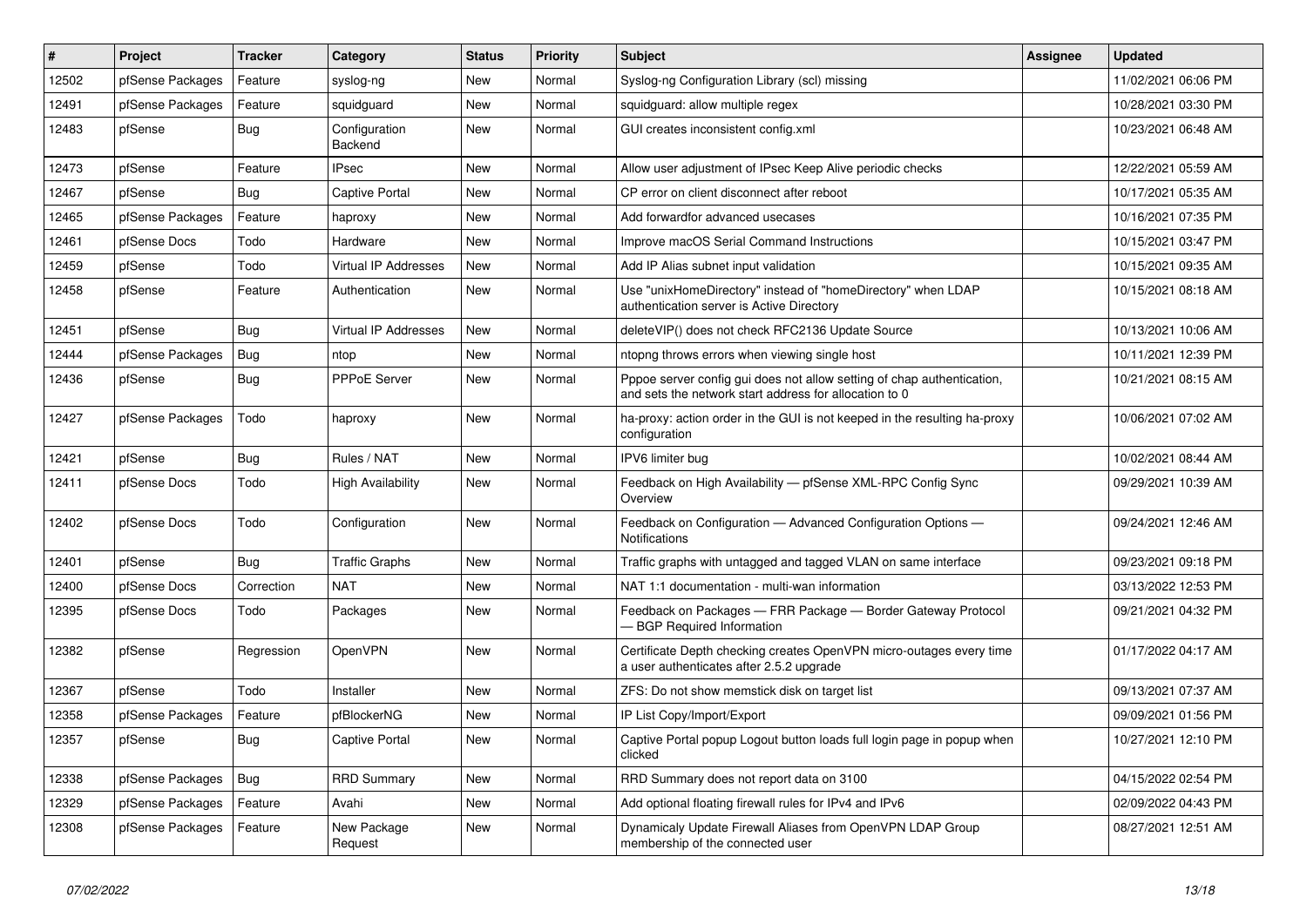| # | Project | Tracker | Category | Status | Priority | Subject | Assignee | Updated |
|---|---|---|---|---|---|---|---|---|
| 12502 | pfSense Packages | Feature | syslog-ng | New | Normal | Syslog-ng Configuration Library (scl) missing | | 11/02/2021 06:06 PM |
| 12491 | pfSense Packages | Feature | squidguard | New | Normal | squidguard: allow multiple regex | | 10/28/2021 03:30 PM |
| 12483 | pfSense | Bug | Configuration Backend | New | Normal | GUI creates inconsistent config.xml | | 10/23/2021 06:48 AM |
| 12473 | pfSense | Feature | IPsec | New | Normal | Allow user adjustment of IPsec Keep Alive periodic checks | | 12/22/2021 05:59 AM |
| 12467 | pfSense | Bug | Captive Portal | New | Normal | CP error on client disconnect after reboot | | 10/17/2021 05:35 AM |
| 12465 | pfSense Packages | Feature | haproxy | New | Normal | Add forwardfor advanced usecases | | 10/16/2021 07:35 PM |
| 12461 | pfSense Docs | Todo | Hardware | New | Normal | Improve macOS Serial Command Instructions | | 10/15/2021 03:47 PM |
| 12459 | pfSense | Todo | Virtual IP Addresses | New | Normal | Add IP Alias subnet input validation | | 10/15/2021 09:35 AM |
| 12458 | pfSense | Feature | Authentication | New | Normal | Use "unixHomeDirectory" instead of "homeDirectory" when LDAP authentication server is Active Directory | | 10/15/2021 08:18 AM |
| 12451 | pfSense | Bug | Virtual IP Addresses | New | Normal | deleteVIP() does not check RFC2136 Update Source | | 10/13/2021 10:06 AM |
| 12444 | pfSense Packages | Bug | ntop | New | Normal | ntopng throws errors when viewing single host | | 10/11/2021 12:39 PM |
| 12436 | pfSense | Bug | PPPoE Server | New | Normal | Pppoe server config gui does not allow setting of chap authentication, and sets the network start address for allocation to 0 | | 10/21/2021 08:15 AM |
| 12427 | pfSense Packages | Todo | haproxy | New | Normal | ha-proxy: action order in the GUI is not keeped in the resulting ha-proxy configuration | | 10/06/2021 07:02 AM |
| 12421 | pfSense | Bug | Rules / NAT | New | Normal | IPV6 limiter bug | | 10/02/2021 08:44 AM |
| 12411 | pfSense Docs | Todo | High Availability | New | Normal | Feedback on High Availability — pfSense XML-RPC Config Sync Overview | | 09/29/2021 10:39 AM |
| 12402 | pfSense Docs | Todo | Configuration | New | Normal | Feedback on Configuration — Advanced Configuration Options — Notifications | | 09/24/2021 12:46 AM |
| 12401 | pfSense | Bug | Traffic Graphs | New | Normal | Traffic graphs with untagged and tagged VLAN on same interface | | 09/23/2021 09:18 PM |
| 12400 | pfSense Docs | Correction | NAT | New | Normal | NAT 1:1 documentation - multi-wan information | | 03/13/2022 12:53 PM |
| 12395 | pfSense Docs | Todo | Packages | New | Normal | Feedback on Packages — FRR Package — Border Gateway Protocol — BGP Required Information | | 09/21/2021 04:32 PM |
| 12382 | pfSense | Regression | OpenVPN | New | Normal | Certificate Depth checking creates OpenVPN micro-outages every time a user authenticates after 2.5.2 upgrade | | 01/17/2022 04:17 AM |
| 12367 | pfSense | Todo | Installer | New | Normal | ZFS: Do not show memstick disk on target list | | 09/13/2021 07:37 AM |
| 12358 | pfSense Packages | Feature | pfBlockerNG | New | Normal | IP List Copy/Import/Export | | 09/09/2021 01:56 PM |
| 12357 | pfSense | Bug | Captive Portal | New | Normal | Captive Portal popup Logout button loads full login page in popup when clicked | | 10/27/2021 12:10 PM |
| 12338 | pfSense Packages | Bug | RRD Summary | New | Normal | RRD Summary does not report data on 3100 | | 04/15/2022 02:54 PM |
| 12329 | pfSense Packages | Feature | Avahi | New | Normal | Add optional floating firewall rules for IPv4 and IPv6 | | 02/09/2022 04:43 PM |
| 12308 | pfSense Packages | Feature | New Package Request | New | Normal | Dynamicaly Update Firewall Aliases from OpenVPN LDAP Group membership of the connected user | | 08/27/2021 12:51 AM |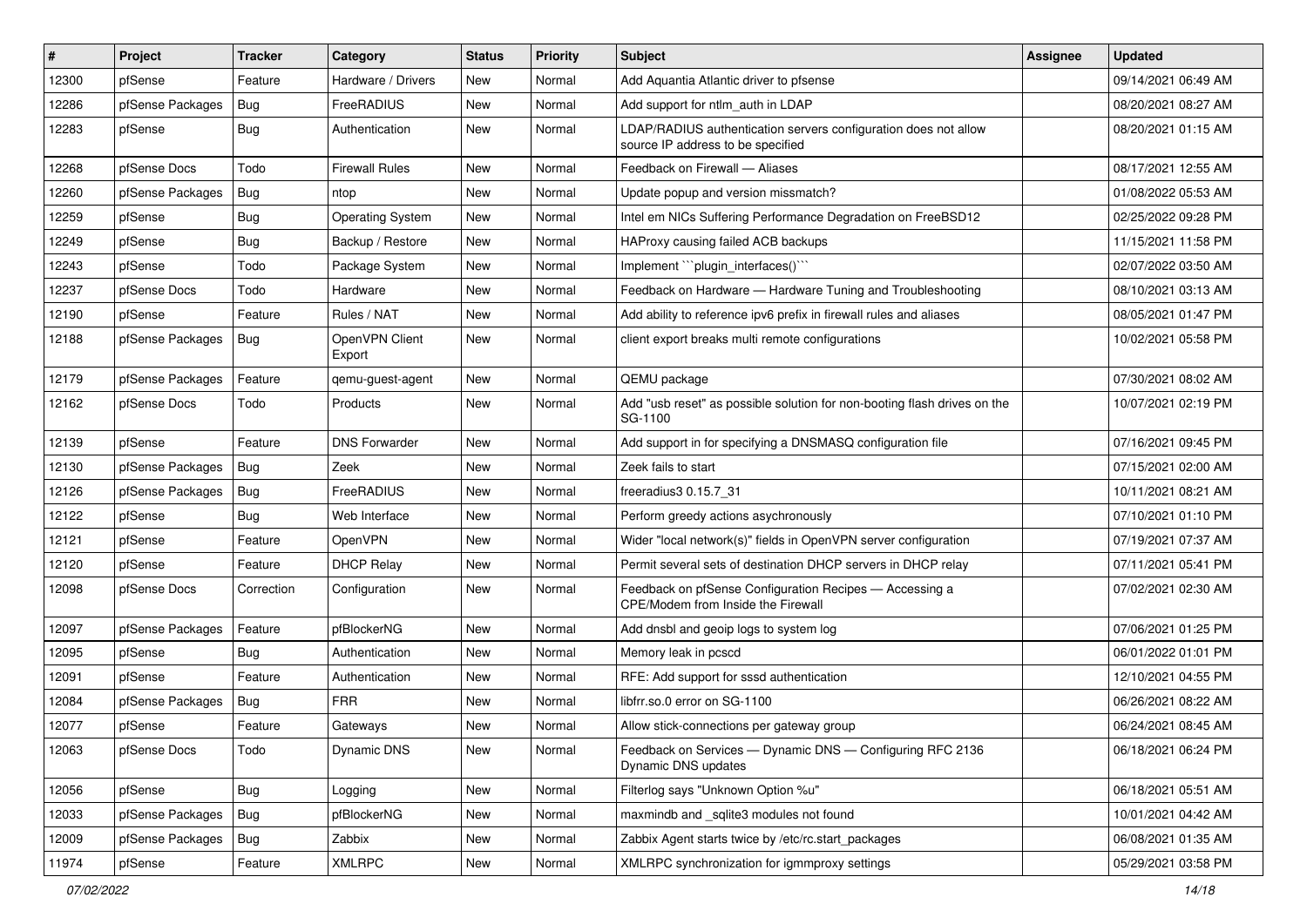| # | Project | Tracker | Category | Status | Priority | Subject | Assignee | Updated |
|---|---|---|---|---|---|---|---|---|
| 12300 | pfSense | Feature | Hardware / Drivers | New | Normal | Add Aquantia Atlantic driver to pfsense | | 09/14/2021 06:49 AM |
| 12286 | pfSense Packages | Bug | FreeRADIUS | New | Normal | Add support for ntlm_auth in LDAP | | 08/20/2021 08:27 AM |
| 12283 | pfSense | Bug | Authentication | New | Normal | LDAP/RADIUS authentication servers configuration does not allow source IP address to be specified | | 08/20/2021 01:15 AM |
| 12268 | pfSense Docs | Todo | Firewall Rules | New | Normal | Feedback on Firewall — Aliases | | 08/17/2021 12:55 AM |
| 12260 | pfSense Packages | Bug | ntop | New | Normal | Update popup and version missmatch? | | 01/08/2022 05:53 AM |
| 12259 | pfSense | Bug | Operating System | New | Normal | Intel em NICs Suffering Performance Degradation on FreeBSD12 | | 02/25/2022 09:28 PM |
| 12249 | pfSense | Bug | Backup / Restore | New | Normal | HAProxy causing failed ACB backups | | 11/15/2021 11:58 PM |
| 12243 | pfSense | Todo | Package System | New | Normal | Implement ```plugin_interfaces()``` | | 02/07/2022 03:50 AM |
| 12237 | pfSense Docs | Todo | Hardware | New | Normal | Feedback on Hardware — Hardware Tuning and Troubleshooting | | 08/10/2021 03:13 AM |
| 12190 | pfSense | Feature | Rules / NAT | New | Normal | Add ability to reference ipv6 prefix in firewall rules and aliases | | 08/05/2021 01:47 PM |
| 12188 | pfSense Packages | Bug | OpenVPN Client Export | New | Normal | client export breaks multi remote configurations | | 10/02/2021 05:58 PM |
| 12179 | pfSense Packages | Feature | qemu-guest-agent | New | Normal | QEMU package | | 07/30/2021 08:02 AM |
| 12162 | pfSense Docs | Todo | Products | New | Normal | Add "usb reset" as possible solution for non-booting flash drives on the SG-1100 | | 10/07/2021 02:19 PM |
| 12139 | pfSense | Feature | DNS Forwarder | New | Normal | Add support in for specifying a DNSMASQ configuration file | | 07/16/2021 09:45 PM |
| 12130 | pfSense Packages | Bug | Zeek | New | Normal | Zeek fails to start | | 07/15/2021 02:00 AM |
| 12126 | pfSense Packages | Bug | FreeRADIUS | New | Normal | freeradius3 0.15.7_31 | | 10/11/2021 08:21 AM |
| 12122 | pfSense | Bug | Web Interface | New | Normal | Perform greedy actions asychronously | | 07/10/2021 01:10 PM |
| 12121 | pfSense | Feature | OpenVPN | New | Normal | Wider "local network(s)" fields in OpenVPN server configuration | | 07/19/2021 07:37 AM |
| 12120 | pfSense | Feature | DHCP Relay | New | Normal | Permit several sets of destination DHCP servers in DHCP relay | | 07/11/2021 05:41 PM |
| 12098 | pfSense Docs | Correction | Configuration | New | Normal | Feedback on pfSense Configuration Recipes — Accessing a CPE/Modem from Inside the Firewall | | 07/02/2021 02:30 AM |
| 12097 | pfSense Packages | Feature | pfBlockerNG | New | Normal | Add dnsbl and geoip logs to system log | | 07/06/2021 01:25 PM |
| 12095 | pfSense | Bug | Authentication | New | Normal | Memory leak in pcscd | | 06/01/2022 01:01 PM |
| 12091 | pfSense | Feature | Authentication | New | Normal | RFE: Add support for sssd authentication | | 12/10/2021 04:55 PM |
| 12084 | pfSense Packages | Bug | FRR | New | Normal | libfrr.so.0 error on SG-1100 | | 06/26/2021 08:22 AM |
| 12077 | pfSense | Feature | Gateways | New | Normal | Allow stick-connections per gateway group | | 06/24/2021 08:45 AM |
| 12063 | pfSense Docs | Todo | Dynamic DNS | New | Normal | Feedback on Services — Dynamic DNS — Configuring RFC 2136 Dynamic DNS updates | | 06/18/2021 06:24 PM |
| 12056 | pfSense | Bug | Logging | New | Normal | Filterlog says "Unknown Option %u" | | 06/18/2021 05:51 AM |
| 12033 | pfSense Packages | Bug | pfBlockerNG | New | Normal | maxmindb and _sqlite3 modules not found | | 10/01/2021 04:42 AM |
| 12009 | pfSense Packages | Bug | Zabbix | New | Normal | Zabbix Agent starts twice by /etc/rc.start_packages | | 06/08/2021 01:35 AM |
| 11974 | pfSense | Feature | XMLRPC | New | Normal | XMLRPC synchronization for igmmproxy settings | | 05/29/2021 03:58 PM |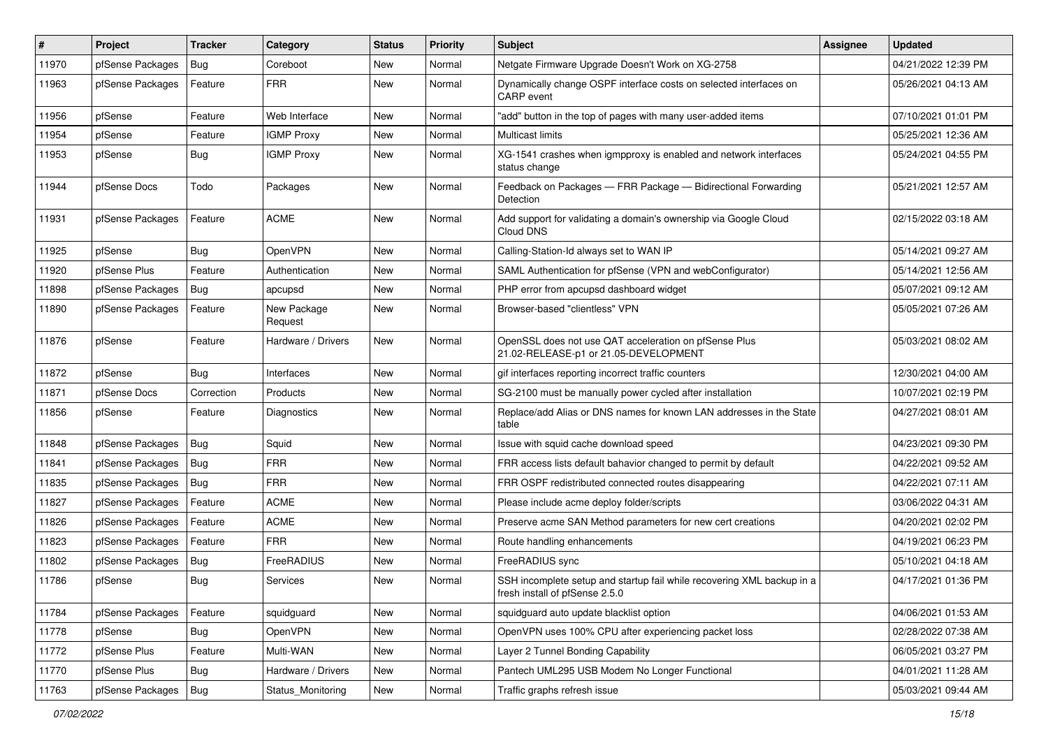| # | Project | Tracker | Category | Status | Priority | Subject | Assignee | Updated |
|---|---|---|---|---|---|---|---|---|
| 11970 | pfSense Packages | Bug | Coreboot | New | Normal | Netgate Firmware Upgrade Doesn't Work on XG-2758 | | 04/21/2022 12:39 PM |
| 11963 | pfSense Packages | Feature | FRR | New | Normal | Dynamically change OSPF interface costs on selected interfaces on CARP event | | 05/26/2021 04:13 AM |
| 11956 | pfSense | Feature | Web Interface | New | Normal | "add" button in the top of pages with many user-added items | | 07/10/2021 01:01 PM |
| 11954 | pfSense | Feature | IGMP Proxy | New | Normal | Multicast limits | | 05/25/2021 12:36 AM |
| 11953 | pfSense | Bug | IGMP Proxy | New | Normal | XG-1541 crashes when igmpproxy is enabled and network interfaces status change | | 05/24/2021 04:55 PM |
| 11944 | pfSense Docs | Todo | Packages | New | Normal | Feedback on Packages — FRR Package — Bidirectional Forwarding Detection | | 05/21/2021 12:57 AM |
| 11931 | pfSense Packages | Feature | ACME | New | Normal | Add support for validating a domain's ownership via Google Cloud Cloud DNS | | 02/15/2022 03:18 AM |
| 11925 | pfSense | Bug | OpenVPN | New | Normal | Calling-Station-Id always set to WAN IP | | 05/14/2021 09:27 AM |
| 11920 | pfSense Plus | Feature | Authentication | New | Normal | SAML Authentication for pfSense (VPN and webConfigurator) | | 05/14/2021 12:56 AM |
| 11898 | pfSense Packages | Bug | apcupsd | New | Normal | PHP error from apcupsd dashboard widget | | 05/07/2021 09:12 AM |
| 11890 | pfSense Packages | Feature | New Package Request | New | Normal | Browser-based "clientless" VPN | | 05/05/2021 07:26 AM |
| 11876 | pfSense | Feature | Hardware / Drivers | New | Normal | OpenSSL does not use QAT acceleration on pfSense Plus 21.02-RELEASE-p1 or 21.05-DEVELOPMENT | | 05/03/2021 08:02 AM |
| 11872 | pfSense | Bug | Interfaces | New | Normal | gif interfaces reporting incorrect traffic counters | | 12/30/2021 04:00 AM |
| 11871 | pfSense Docs | Correction | Products | New | Normal | SG-2100 must be manually power cycled after installation | | 10/07/2021 02:19 PM |
| 11856 | pfSense | Feature | Diagnostics | New | Normal | Replace/add Alias or DNS names for known LAN addresses in the State table | | 04/27/2021 08:01 AM |
| 11848 | pfSense Packages | Bug | Squid | New | Normal | Issue with squid cache download speed | | 04/23/2021 09:30 PM |
| 11841 | pfSense Packages | Bug | FRR | New | Normal | FRR access lists default bahavior changed to permit by default | | 04/22/2021 09:52 AM |
| 11835 | pfSense Packages | Bug | FRR | New | Normal | FRR OSPF redistributed connected routes disappearing | | 04/22/2021 07:11 AM |
| 11827 | pfSense Packages | Feature | ACME | New | Normal | Please include acme deploy folder/scripts | | 03/06/2022 04:31 AM |
| 11826 | pfSense Packages | Feature | ACME | New | Normal | Preserve acme SAN Method parameters for new cert creations | | 04/20/2021 02:02 PM |
| 11823 | pfSense Packages | Feature | FRR | New | Normal | Route handling enhancements | | 04/19/2021 06:23 PM |
| 11802 | pfSense Packages | Bug | FreeRADIUS | New | Normal | FreeRADIUS sync | | 05/10/2021 04:18 AM |
| 11786 | pfSense | Bug | Services | New | Normal | SSH incomplete setup and startup fail while recovering XML backup in a fresh install of pfSense 2.5.0 | | 04/17/2021 01:36 PM |
| 11784 | pfSense Packages | Feature | squidguard | New | Normal | squidguard auto update blacklist option | | 04/06/2021 01:53 AM |
| 11778 | pfSense | Bug | OpenVPN | New | Normal | OpenVPN uses 100% CPU after experiencing packet loss | | 02/28/2022 07:38 AM |
| 11772 | pfSense Plus | Feature | Multi-WAN | New | Normal | Layer 2 Tunnel Bonding Capability | | 06/05/2021 03:27 PM |
| 11770 | pfSense Plus | Bug | Hardware / Drivers | New | Normal | Pantech UML295 USB Modem No Longer Functional | | 04/01/2021 11:28 AM |
| 11763 | pfSense Packages | Bug | Status_Monitoring | New | Normal | Traffic graphs refresh issue | | 05/03/2021 09:44 AM |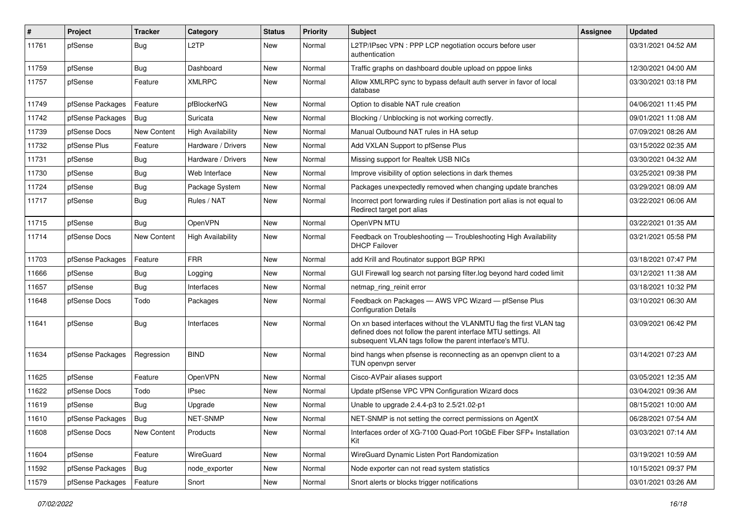| # | Project | Tracker | Category | Status | Priority | Subject | Assignee | Updated |
|---|---|---|---|---|---|---|---|---|
| 11761 | pfSense | Bug | L2TP | New | Normal | L2TP/IPsec VPN : PPP LCP negotiation occurs before user authentication | | 03/31/2021 04:52 AM |
| 11759 | pfSense | Bug | Dashboard | New | Normal | Traffic graphs on dashboard double upload on pppoe links | | 12/30/2021 04:00 AM |
| 11757 | pfSense | Feature | XMLRPC | New | Normal | Allow XMLRPC sync to bypass default auth server in favor of local database | | 03/30/2021 03:18 PM |
| 11749 | pfSense Packages | Feature | pfBlockerNG | New | Normal | Option to disable NAT rule creation | | 04/06/2021 11:45 PM |
| 11742 | pfSense Packages | Bug | Suricata | New | Normal | Blocking / Unblocking is not working correctly. | | 09/01/2021 11:08 AM |
| 11739 | pfSense Docs | New Content | High Availability | New | Normal | Manual Outbound NAT rules in HA setup | | 07/09/2021 08:26 AM |
| 11732 | pfSense Plus | Feature | Hardware / Drivers | New | Normal | Add VXLAN Support to pfSense Plus | | 03/15/2022 02:35 AM |
| 11731 | pfSense | Bug | Hardware / Drivers | New | Normal | Missing support for Realtek USB NICs | | 03/30/2021 04:32 AM |
| 11730 | pfSense | Bug | Web Interface | New | Normal | Improve visibility of option selections in dark themes | | 03/25/2021 09:38 PM |
| 11724 | pfSense | Bug | Package System | New | Normal | Packages unexpectedly removed when changing update branches | | 03/29/2021 08:09 AM |
| 11717 | pfSense | Bug | Rules / NAT | New | Normal | Incorrect port forwarding rules if Destination port alias is not equal to Redirect target port alias | | 03/22/2021 06:06 AM |
| 11715 | pfSense | Bug | OpenVPN | New | Normal | OpenVPN MTU | | 03/22/2021 01:35 AM |
| 11714 | pfSense Docs | New Content | High Availability | New | Normal | Feedback on Troubleshooting — Troubleshooting High Availability DHCP Failover | | 03/21/2021 05:58 PM |
| 11703 | pfSense Packages | Feature | FRR | New | Normal | add Krill and Routinator support BGP RPKI | | 03/18/2021 07:47 PM |
| 11666 | pfSense | Bug | Logging | New | Normal | GUI Firewall log search not parsing filter.log beyond hard coded limit | | 03/12/2021 11:38 AM |
| 11657 | pfSense | Bug | Interfaces | New | Normal | netmap_ring_reinit error | | 03/18/2021 10:32 PM |
| 11648 | pfSense Docs | Todo | Packages | New | Normal | Feedback on Packages — AWS VPC Wizard — pfSense Plus Configuration Details | | 03/10/2021 06:30 AM |
| 11641 | pfSense | Bug | Interfaces | New | Normal | On xn based interfaces without the VLANMTU flag the first VLAN tag defined does not follow the parent interface MTU settings. All subsequent VLAN tags follow the parent interface's MTU. | | 03/09/2021 06:42 PM |
| 11634 | pfSense Packages | Regression | BIND | New | Normal | bind hangs when pfsense is reconnecting as an openvpn client to a TUN openvpn server | | 03/14/2021 07:23 AM |
| 11625 | pfSense | Feature | OpenVPN | New | Normal | Cisco-AVPair aliases support | | 03/05/2021 12:35 AM |
| 11622 | pfSense Docs | Todo | IPsec | New | Normal | Update pfSense VPC VPN Configuration Wizard docs | | 03/04/2021 09:36 AM |
| 11619 | pfSense | Bug | Upgrade | New | Normal | Unable to upgrade 2.4.4-p3 to 2.5/21.02-p1 | | 08/15/2021 10:00 AM |
| 11610 | pfSense Packages | Bug | NET-SNMP | New | Normal | NET-SNMP is not setting the correct permissions on AgentX | | 06/28/2021 07:54 AM |
| 11608 | pfSense Docs | New Content | Products | New | Normal | Interfaces order of XG-7100 Quad-Port 10GbE Fiber SFP+ Installation Kit | | 03/03/2021 07:14 AM |
| 11604 | pfSense | Feature | WireGuard | New | Normal | WireGuard Dynamic Listen Port Randomization | | 03/19/2021 10:59 AM |
| 11592 | pfSense Packages | Bug | node_exporter | New | Normal | Node exporter can not read system statistics | | 10/15/2021 09:37 PM |
| 11579 | pfSense Packages | Feature | Snort | New | Normal | Snort alerts or blocks trigger notifications | | 03/01/2021 03:26 AM |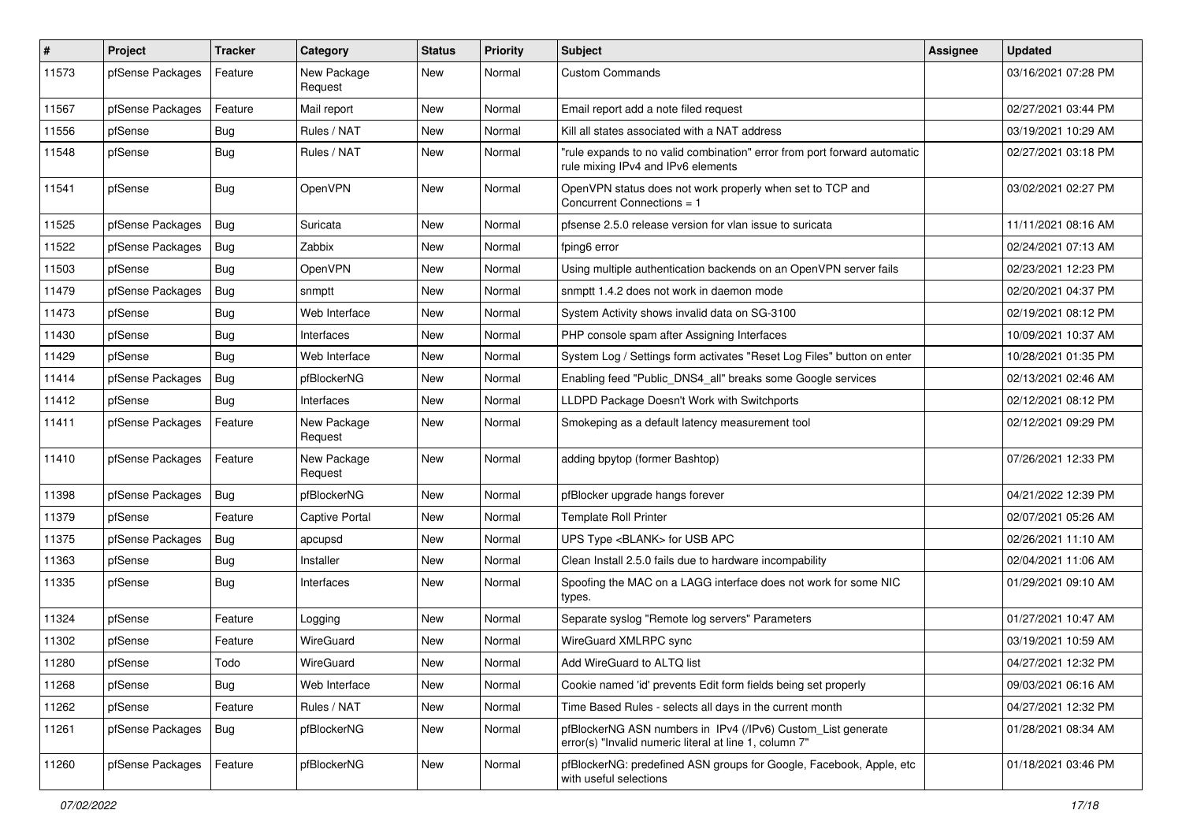| # | Project | Tracker | Category | Status | Priority | Subject | Assignee | Updated |
|---|---|---|---|---|---|---|---|---|
| 11573 | pfSense Packages | Feature | New Package Request | New | Normal | Custom Commands | | 03/16/2021 07:28 PM |
| 11567 | pfSense Packages | Feature | Mail report | New | Normal | Email report add a note filed request | | 02/27/2021 03:44 PM |
| 11556 | pfSense | Bug | Rules / NAT | New | Normal | Kill all states associated with a NAT address | | 03/19/2021 10:29 AM |
| 11548 | pfSense | Bug | Rules / NAT | New | Normal | "rule expands to no valid combination" error from port forward automatic rule mixing IPv4 and IPv6 elements | | 02/27/2021 03:18 PM |
| 11541 | pfSense | Bug | OpenVPN | New | Normal | OpenVPN status does not work properly when set to TCP and Concurrent Connections = 1 | | 03/02/2021 02:27 PM |
| 11525 | pfSense Packages | Bug | Suricata | New | Normal | pfsense 2.5.0 release version for vlan issue to suricata | | 11/11/2021 08:16 AM |
| 11522 | pfSense Packages | Bug | Zabbix | New | Normal | fping6 error | | 02/24/2021 07:13 AM |
| 11503 | pfSense | Bug | OpenVPN | New | Normal | Using multiple authentication backends on an OpenVPN server fails | | 02/23/2021 12:23 PM |
| 11479 | pfSense Packages | Bug | snmptt | New | Normal | snmptt 1.4.2 does not work in daemon mode | | 02/20/2021 04:37 PM |
| 11473 | pfSense | Bug | Web Interface | New | Normal | System Activity shows invalid data on SG-3100 | | 02/19/2021 08:12 PM |
| 11430 | pfSense | Bug | Interfaces | New | Normal | PHP console spam after Assigning Interfaces | | 10/09/2021 10:37 AM |
| 11429 | pfSense | Bug | Web Interface | New | Normal | System Log / Settings form activates "Reset Log Files" button on enter | | 10/28/2021 01:35 PM |
| 11414 | pfSense Packages | Bug | pfBlockerNG | New | Normal | Enabling feed "Public_DNS4_all" breaks some Google services | | 02/13/2021 02:46 AM |
| 11412 | pfSense | Bug | Interfaces | New | Normal | LLDPD Package Doesn't Work with Switchports | | 02/12/2021 08:12 PM |
| 11411 | pfSense Packages | Feature | New Package Request | New | Normal | Smokeping as a default latency measurement tool | | 02/12/2021 09:29 PM |
| 11410 | pfSense Packages | Feature | New Package Request | New | Normal | adding bpytop (former Bashtop) | | 07/26/2021 12:33 PM |
| 11398 | pfSense Packages | Bug | pfBlockerNG | New | Normal | pfBlocker upgrade hangs forever | | 04/21/2022 12:39 PM |
| 11379 | pfSense | Feature | Captive Portal | New | Normal | Template Roll Printer | | 02/07/2021 05:26 AM |
| 11375 | pfSense Packages | Bug | apcupsd | New | Normal | UPS Type <BLANK> for USB APC | | 02/26/2021 11:10 AM |
| 11363 | pfSense | Bug | Installer | New | Normal | Clean Install 2.5.0 fails due to hardware incompability | | 02/04/2021 11:06 AM |
| 11335 | pfSense | Bug | Interfaces | New | Normal | Spoofing the MAC on a LAGG interface does not work for some NIC types. | | 01/29/2021 09:10 AM |
| 11324 | pfSense | Feature | Logging | New | Normal | Separate syslog "Remote log servers" Parameters | | 01/27/2021 10:47 AM |
| 11302 | pfSense | Feature | WireGuard | New | Normal | WireGuard XMLRPC sync | | 03/19/2021 10:59 AM |
| 11280 | pfSense | Todo | WireGuard | New | Normal | Add WireGuard to ALTQ list | | 04/27/2021 12:32 PM |
| 11268 | pfSense | Bug | Web Interface | New | Normal | Cookie named 'id' prevents Edit form fields being set properly | | 09/03/2021 06:16 AM |
| 11262 | pfSense | Feature | Rules / NAT | New | Normal | Time Based Rules - selects all days in the current month | | 04/27/2021 12:32 PM |
| 11261 | pfSense Packages | Bug | pfBlockerNG | New | Normal | pfBlockerNG ASN numbers in IPv4 (/IPv6) Custom_List generate error(s) "Invalid numeric literal at line 1, column 7" | | 01/28/2021 08:34 AM |
| 11260 | pfSense Packages | Feature | pfBlockerNG | New | Normal | pfBlockerNG: predefined ASN groups for Google, Facebook, Apple, etc with useful selections | | 01/18/2021 03:46 PM |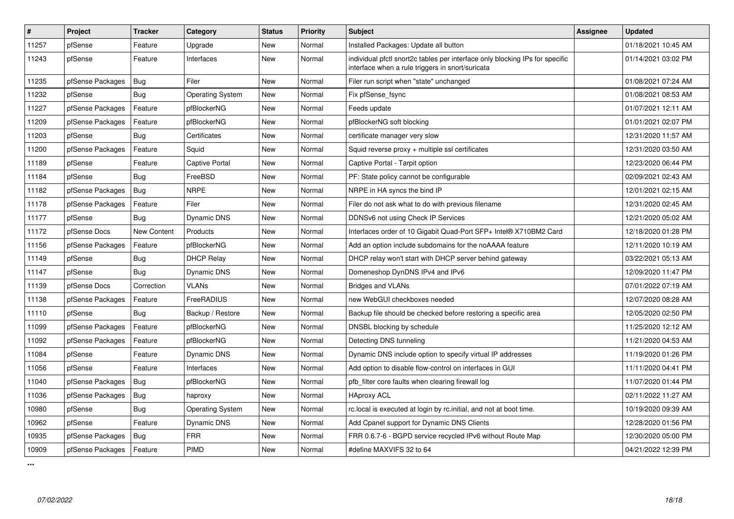| # | Project | Tracker | Category | Status | Priority | Subject | Assignee | Updated |
|---|---|---|---|---|---|---|---|---|
| 11257 | pfSense | Feature | Upgrade | New | Normal | Installed Packages: Update all button | | 01/18/2021 10:45 AM |
| 11243 | pfSense | Feature | Interfaces | New | Normal | individual pfctl snort2c tables per interface only blocking IPs for specific interface when a rule triggers in snort/suricata | | 01/14/2021 03:02 PM |
| 11235 | pfSense Packages | Bug | Filer | New | Normal | Filer run script when "state" unchanged | | 01/08/2021 07:24 AM |
| 11232 | pfSense | Bug | Operating System | New | Normal | Fix pfSense_fsync | | 01/08/2021 08:53 AM |
| 11227 | pfSense Packages | Feature | pfBlockerNG | New | Normal | Feeds update | | 01/07/2021 12:11 AM |
| 11209 | pfSense Packages | Feature | pfBlockerNG | New | Normal | pfBlockerNG soft blocking | | 01/01/2021 02:07 PM |
| 11203 | pfSense | Bug | Certificates | New | Normal | certificate manager very slow | | 12/31/2020 11:57 AM |
| 11200 | pfSense Packages | Feature | Squid | New | Normal | Squid reverse proxy + multiple ssl certificates | | 12/31/2020 03:50 AM |
| 11189 | pfSense | Feature | Captive Portal | New | Normal | Captive Portal - Tarpit option | | 12/23/2020 06:44 PM |
| 11184 | pfSense | Bug | FreeBSD | New | Normal | PF: State policy cannot be configurable | | 02/09/2021 02:43 AM |
| 11182 | pfSense Packages | Bug | NRPE | New | Normal | NRPE in HA syncs the bind IP | | 12/01/2021 02:15 AM |
| 11178 | pfSense Packages | Feature | Filer | New | Normal | Filer do not ask what to do with previous filename | | 12/31/2020 02:45 AM |
| 11177 | pfSense | Bug | Dynamic DNS | New | Normal | DDNSv6 not using Check IP Services | | 12/21/2020 05:02 AM |
| 11172 | pfSense Docs | New Content | Products | New | Normal | Interfaces order of 10 Gigabit Quad-Port SFP+ Intel® X710BM2 Card | | 12/18/2020 01:28 PM |
| 11156 | pfSense Packages | Feature | pfBlockerNG | New | Normal | Add an option include subdomains for the noAAAA feature | | 12/11/2020 10:19 AM |
| 11149 | pfSense | Bug | DHCP Relay | New | Normal | DHCP relay won't start with DHCP server behind gateway | | 03/22/2021 05:13 AM |
| 11147 | pfSense | Bug | Dynamic DNS | New | Normal | Domeneshop DynDNS IPv4 and IPv6 | | 12/09/2020 11:47 PM |
| 11139 | pfSense Docs | Correction | VLANs | New | Normal | Bridges and VLANs | | 07/01/2022 07:19 AM |
| 11138 | pfSense Packages | Feature | FreeRADIUS | New | Normal | new WebGUI checkboxes needed | | 12/07/2020 08:28 AM |
| 11110 | pfSense | Bug | Backup / Restore | New | Normal | Backup file should be checked before restoring a specific area | | 12/05/2020 02:50 PM |
| 11099 | pfSense Packages | Feature | pfBlockerNG | New | Normal | DNSBL blocking by schedule | | 11/25/2020 12:12 AM |
| 11092 | pfSense Packages | Feature | pfBlockerNG | New | Normal | Detecting DNS tunneling | | 11/21/2020 04:53 AM |
| 11084 | pfSense | Feature | Dynamic DNS | New | Normal | Dynamic DNS include option to specify virtual IP addresses | | 11/19/2020 01:26 PM |
| 11056 | pfSense | Feature | Interfaces | New | Normal | Add option to disable flow-control on interfaces in GUI | | 11/11/2020 04:41 PM |
| 11040 | pfSense Packages | Bug | pfBlockerNG | New | Normal | pfb_filter core faults when clearing firewall log | | 11/07/2020 01:44 PM |
| 11036 | pfSense Packages | Bug | haproxy | New | Normal | HAproxy ACL | | 02/11/2022 11:27 AM |
| 10980 | pfSense | Bug | Operating System | New | Normal | rc.local is executed at login by rc.initial, and not at boot time. | | 10/19/2020 09:39 AM |
| 10962 | pfSense | Feature | Dynamic DNS | New | Normal | Add Cpanel support for Dynamic DNS Clients | | 12/28/2020 01:56 PM |
| 10935 | pfSense Packages | Bug | FRR | New | Normal | FRR 0.6.7-6 - BGPD service recycled IPv6 without Route Map | | 12/30/2020 05:00 PM |
| 10909 | pfSense Packages | Feature | PIMD | New | Normal | #define MAXVIFS 32 to 64 | | 04/21/2022 12:39 PM |

...